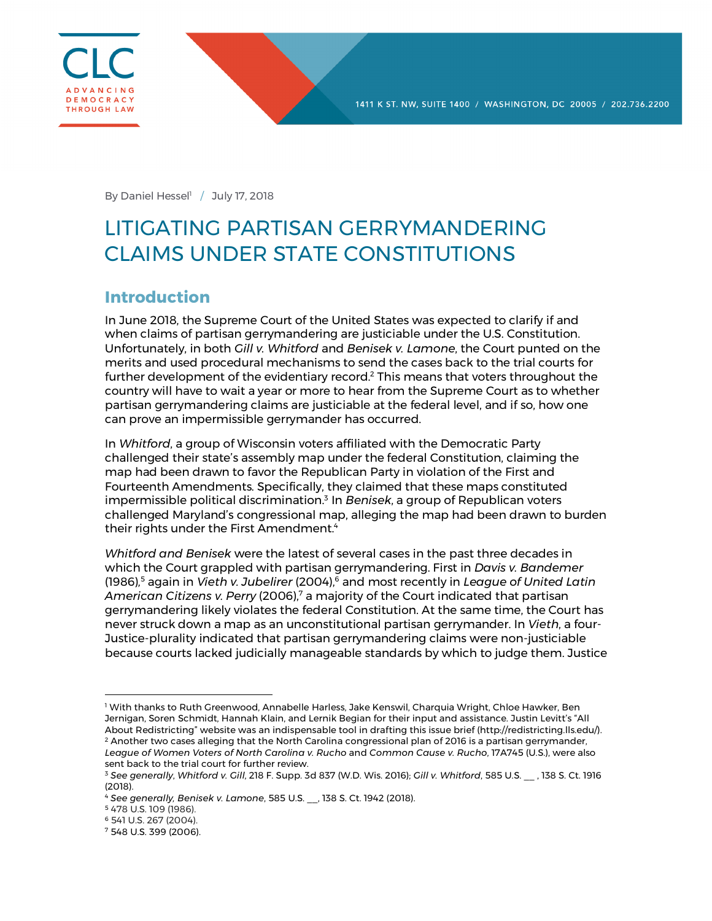CLC ADVANCING DEMOCRACY THROUGH LAW

1411 K ST. NW, SUITE 1400 / WASHINGTON, DC 20005 / 202.736.2200

By Daniel Hessel[1] / July 17, 2018

# LITIGATING PARTISAN GERRYMANDERING CLAIMS UNDER STATE CONSTITUTIONS

## Introduction

In June 2018, the Supreme Court of the United States was expected to clarify if and when claims of partisan gerrymandering are justiciable under the U.S. Constitution. Unfortunately, in both *Gill v. Whitford* and *Benisek v. Lamone*, the Court punted on the merits and used procedural mechanisms to send the cases back to the trial courts for further development of the evidentiary record.[2] This means that voters throughout the country will have to wait a year or more to hear from the Supreme Court as to whether partisan gerrymandering claims are justiciable at the federal level, and if so, how one can prove an impermissible gerrymander has occurred.

In *Whitford*, a group of Wisconsin voters affiliated with the Democratic Party challenged their state's assembly map under the federal Constitution, claiming the map had been drawn to favor the Republican Party in violation of the First and Fourteenth Amendments. Specifically, they claimed that these maps constituted impermissible political discrimination.[3] In *Benisek*, a group of Republican voters challenged Maryland's congressional map, alleging the map had been drawn to burden their rights under the First Amendment.[4]

*Whitford and Benisek* were the latest of several cases in the past three decades in which the Court grappled with partisan gerrymandering. First in *Davis v. Bandemer* (1986),[5] again in *Vieth v. Jubelirer* (2004),[6] and most recently in *League of United Latin American Citizens v. Perry* (2006),[7] a majority of the Court indicated that partisan gerrymandering likely violates the federal Constitution. At the same time, the Court has never struck down a map as an unconstitutional partisan gerrymander. In *Vieth*, a four-Justice-plurality indicated that partisan gerrymandering claims were non-justiciable because courts lacked judicially manageable standards by which to judge them. Justice

---

[1] With thanks to Ruth Greenwood, Annabelle Harless, Jake Kenswil, Charquia Wright, Chloe Hawker, Ben Jernigan, Soren Schmidt, Hannah Klain, and Lernik Begian for their input and assistance. Justin Levitt's "All About Redistricting" website was an indispensable tool in drafting this issue brief (http://redistricting.lls.edu/).

[2] Another two cases alleging that the North Carolina congressional plan of 2016 is a partisan gerrymander, *League of Women Voters of North Carolina v. Rucho* and *Common Cause v. Rucho*, 17A745 (U.S.), were also sent back to the trial court for further review.

[3] *See generally*, *Whitford v. Gill*, 218 F. Supp. 3d 837 (W.D. Wis. 2016); *Gill v. Whitford*, 585 U.S. __ , 138 S. Ct. 1916 (2018).

[4] *See generally*, *Benisek v. Lamone*, 585 U.S. __, 138 S. Ct. 1942 (2018).

[5] 478 U.S. 109 (1986).

[6] 541 U.S. 267 (2004).

[7] 548 U.S. 399 (2006).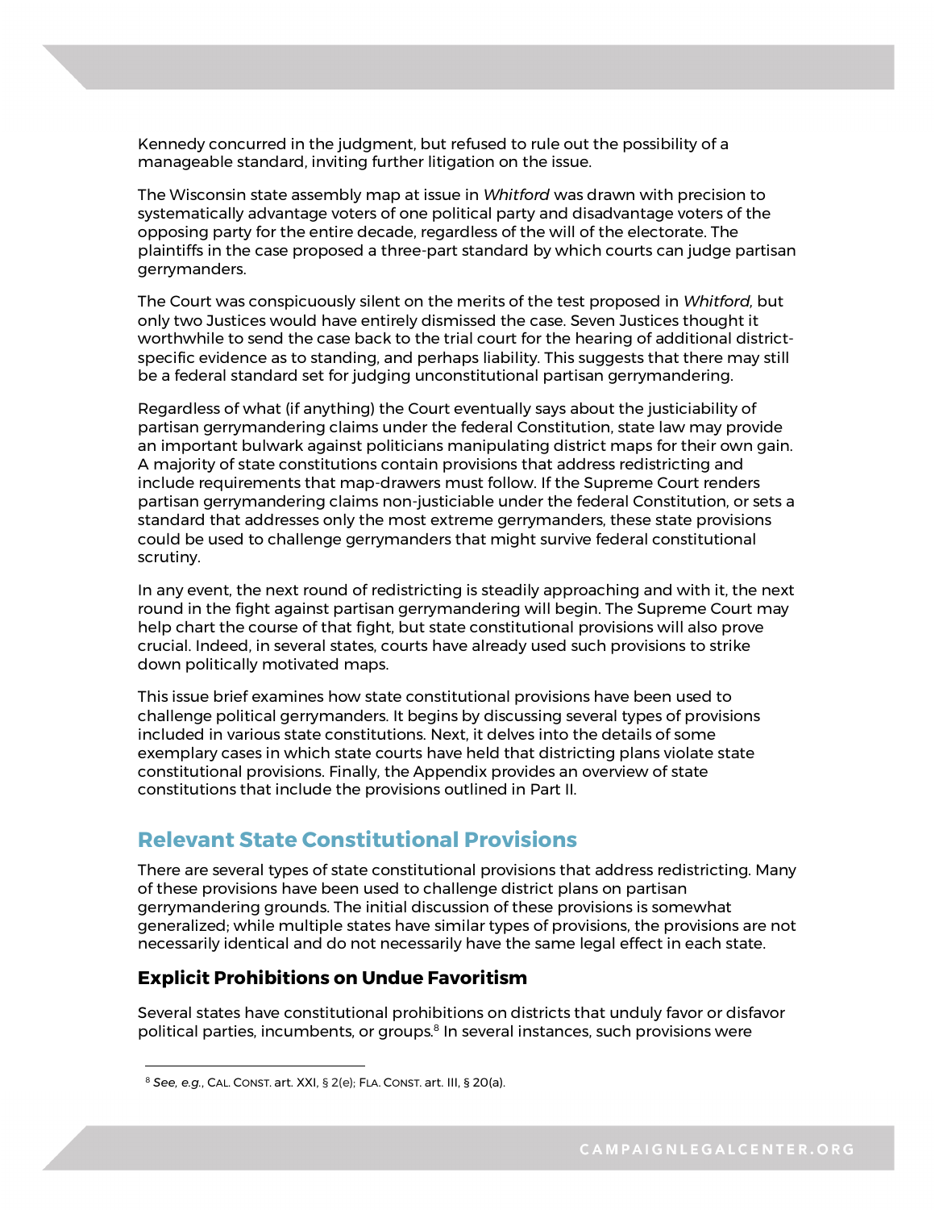Kennedy concurred in the judgment, but refused to rule out the possibility of a manageable standard, inviting further litigation on the issue.

The Wisconsin state assembly map at issue in *Whitford* was drawn with precision to systematically advantage voters of one political party and disadvantage voters of the opposing party for the entire decade, regardless of the will of the electorate. The plaintiffs in the case proposed a three-part standard by which courts can judge partisan gerrymanders.

The Court was conspicuously silent on the merits of the test proposed in *Whitford*, but only two Justices would have entirely dismissed the case. Seven Justices thought it worthwhile to send the case back to the trial court for the hearing of additional district-specific evidence as to standing, and perhaps liability. This suggests that there may still be a federal standard set for judging unconstitutional partisan gerrymandering.

Regardless of what (if anything) the Court eventually says about the justiciability of partisan gerrymandering claims under the federal Constitution, state law may provide an important bulwark against politicians manipulating district maps for their own gain. A majority of state constitutions contain provisions that address redistricting and include requirements that map-drawers must follow. If the Supreme Court renders partisan gerrymandering claims non-justiciable under the federal Constitution, or sets a standard that addresses only the most extreme gerrymanders, these state provisions could be used to challenge gerrymanders that might survive federal constitutional scrutiny.

In any event, the next round of redistricting is steadily approaching and with it, the next round in the fight against partisan gerrymandering will begin. The Supreme Court may help chart the course of that fight, but state constitutional provisions will also prove crucial. Indeed, in several states, courts have already used such provisions to strike down politically motivated maps.

This issue brief examines how state constitutional provisions have been used to challenge political gerrymanders. It begins by discussing several types of provisions included in various state constitutions. Next, it delves into the details of some exemplary cases in which state courts have held that districting plans violate state constitutional provisions. Finally, the Appendix provides an overview of state constitutions that include the provisions outlined in Part II.

## Relevant State Constitutional Provisions

There are several types of state constitutional provisions that address redistricting. Many of these provisions have been used to challenge district plans on partisan gerrymandering grounds. The initial discussion of these provisions is somewhat generalized; while multiple states have similar types of provisions, the provisions are not necessarily identical and do not necessarily have the same legal effect in each state.

### Explicit Prohibitions on Undue Favoritism

Several states have constitutional prohibitions on districts that unduly favor or disfavor political parties, incumbents, or groups.[8] In several instances, such provisions were

---

[8] *See, e.g.*, CAL. CONST. art. XXI, § 2(e); FLA. CONST. art. III, § 20(a).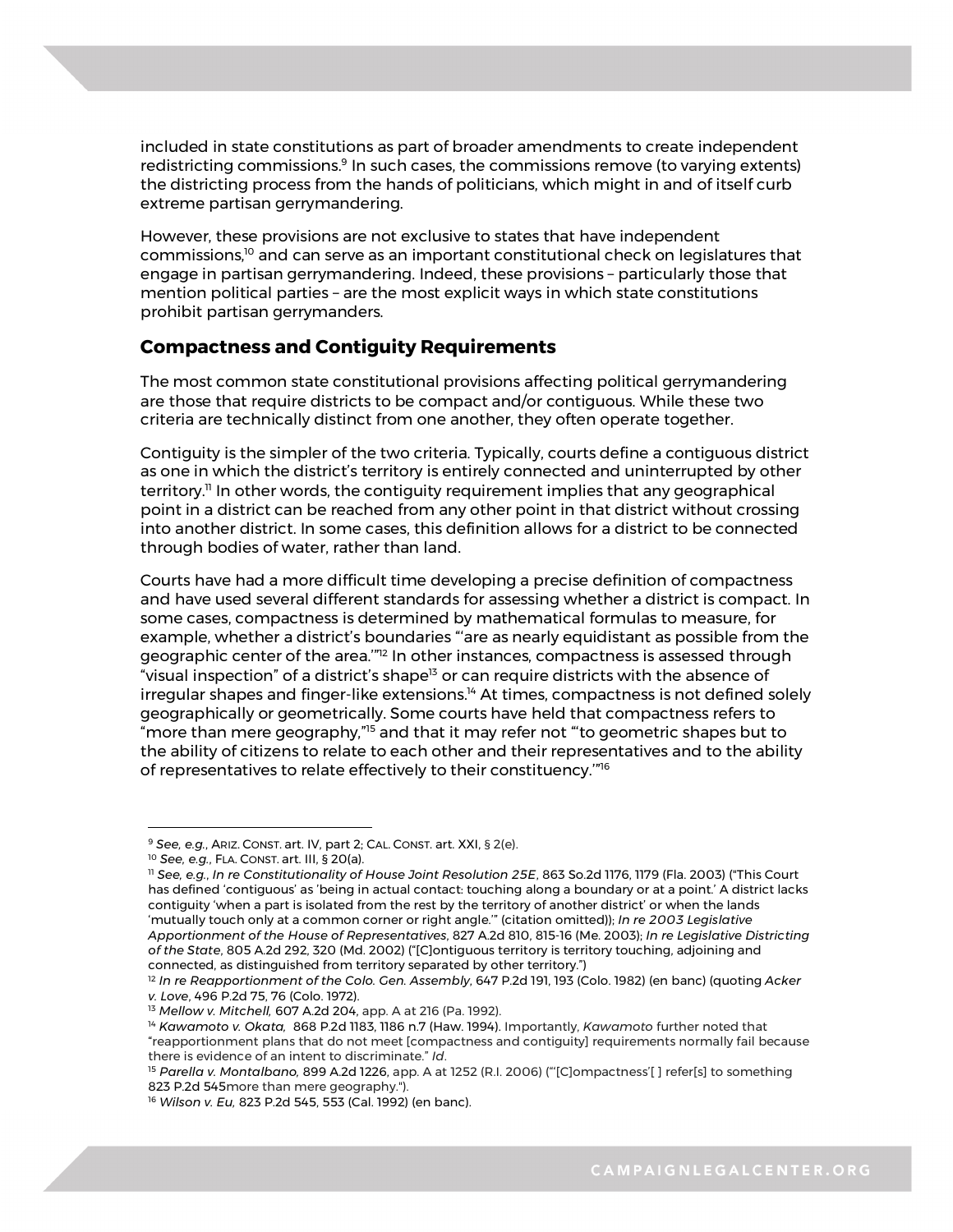included in state constitutions as part of broader amendments to create independent redistricting commissions.[9] In such cases, the commissions remove (to varying extents) the districting process from the hands of politicians, which might in and of itself curb extreme partisan gerrymandering.

However, these provisions are not exclusive to states that have independent commissions,[10] and can serve as an important constitutional check on legislatures that engage in partisan gerrymandering. Indeed, these provisions – particularly those that mention political parties – are the most explicit ways in which state constitutions prohibit partisan gerrymanders.

## Compactness and Contiguity Requirements

The most common state constitutional provisions affecting political gerrymandering are those that require districts to be compact and/or contiguous. While these two criteria are technically distinct from one another, they often operate together.

Contiguity is the simpler of the two criteria. Typically, courts define a contiguous district as one in which the district's territory is entirely connected and uninterrupted by other territory.[11] In other words, the contiguity requirement implies that any geographical point in a district can be reached from any other point in that district without crossing into another district. In some cases, this definition allows for a district to be connected through bodies of water, rather than land.

Courts have had a more difficult time developing a precise definition of compactness and have used several different standards for assessing whether a district is compact. In some cases, compactness is determined by mathematical formulas to measure, for example, whether a district's boundaries "'are as nearly equidistant as possible from the geographic center of the area.'"[12] In other instances, compactness is assessed through "visual inspection" of a district's shape[13] or can require districts with the absence of irregular shapes and finger-like extensions.[14] At times, compactness is not defined solely geographically or geometrically. Some courts have held that compactness refers to "more than mere geography,"[15] and that it may refer not "'to geometric shapes but to the ability of citizens to relate to each other and their representatives and to the ability of representatives to relate effectively to their constituency.'"[16]

---

[9] *See, e.g.*, ARIZ. CONST. art. IV, part 2; CAL. CONST. art. XXI, § 2(e).

[10] *See, e.g.*, FLA. CONST. art. III, § 20(a).

[11] *See, e.g.*, *In re Constitutionality of House Joint Resolution 25E*, 863 So.2d 1176, 1179 (Fla. 2003) ("This Court has defined 'contiguous' as 'being in actual contact: touching along a boundary or at a point.' A district lacks contiguity 'when a part is isolated from the rest by the territory of another district' or when the lands 'mutually touch only at a common corner or right angle.'" (citation omitted)); *In re 2003 Legislative Apportionment of the House of Representatives*, 827 A.2d 810, 815-16 (Me. 2003); *In re Legislative Districting of the State*, 805 A.2d 292, 320 (Md. 2002) ("[C]ontiguous territory is territory touching, adjoining and connected, as distinguished from territory separated by other territory.")

[12] *In re Reapportionment of the Colo. Gen. Assembly*, 647 P.2d 191, 193 (Colo. 1982) (en banc) (quoting *Acker v. Love*, 496 P.2d 75, 76 (Colo. 1972).

[13] *Mellow v. Mitchell,* 607 A.2d 204, app. A at 216 (Pa. 1992).

[14] *Kawamoto v. Okata,* 868 P.2d 1183, 1186 n.7 (Haw. 1994). Importantly, *Kawamoto* further noted that "reapportionment plans that do not meet [compactness and contiguity] requirements normally fail because there is evidence of an intent to discriminate." *Id*.

[15] *Parella v. Montalbano,* 899 A.2d 1226, app. A at 1252 (R.I. 2006) ("'[C]ompactness'[ ] refer[s] to something 823 P.2d 545more than mere geography.").

[16] *Wilson v. Eu,* 823 P.2d 545, 553 (Cal. 1992) (en banc).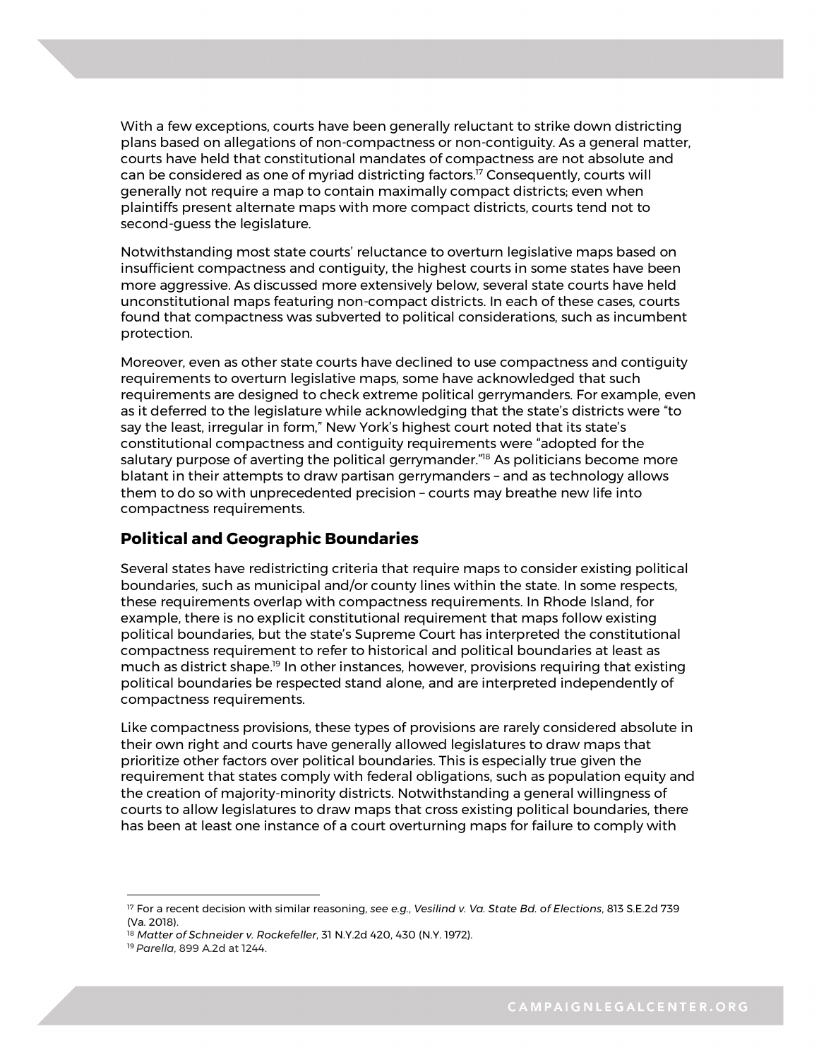With a few exceptions, courts have been generally reluctant to strike down districting plans based on allegations of non-compactness or non-contiguity. As a general matter, courts have held that constitutional mandates of compactness are not absolute and can be considered as one of myriad districting factors.[17] Consequently, courts will generally not require a map to contain maximally compact districts; even when plaintiffs present alternate maps with more compact districts, courts tend not to second-guess the legislature.

Notwithstanding most state courts' reluctance to overturn legislative maps based on insufficient compactness and contiguity, the highest courts in some states have been more aggressive. As discussed more extensively below, several state courts have held unconstitutional maps featuring non-compact districts. In each of these cases, courts found that compactness was subverted to political considerations, such as incumbent protection.

Moreover, even as other state courts have declined to use compactness and contiguity requirements to overturn legislative maps, some have acknowledged that such requirements are designed to check extreme political gerrymanders. For example, even as it deferred to the legislature while acknowledging that the state's districts were "to say the least, irregular in form," New York's highest court noted that its state's constitutional compactness and contiguity requirements were "adopted for the salutary purpose of averting the political gerrymander."[18] As politicians become more blatant in their attempts to draw partisan gerrymanders – and as technology allows them to do so with unprecedented precision – courts may breathe new life into compactness requirements.

## Political and Geographic Boundaries

Several states have redistricting criteria that require maps to consider existing political boundaries, such as municipal and/or county lines within the state. In some respects, these requirements overlap with compactness requirements. In Rhode Island, for example, there is no explicit constitutional requirement that maps follow existing political boundaries, but the state's Supreme Court has interpreted the constitutional compactness requirement to refer to historical and political boundaries at least as much as district shape.[19] In other instances, however, provisions requiring that existing political boundaries be respected stand alone, and are interpreted independently of compactness requirements.

Like compactness provisions, these types of provisions are rarely considered absolute in their own right and courts have generally allowed legislatures to draw maps that prioritize other factors over political boundaries. This is especially true given the requirement that states comply with federal obligations, such as population equity and the creation of majority-minority districts. Notwithstanding a general willingness of courts to allow legislatures to draw maps that cross existing political boundaries, there has been at least one instance of a court overturning maps for failure to comply with

---

[17] For a recent decision with similar reasoning, *see e.g.*, *Vesilind v. Va. State Bd. of Elections*, 813 S.E.2d 739 (Va. 2018).

[18] *Matter of Schneider v. Rockefeller*, 31 N.Y.2d 420, 430 (N.Y. 1972).

[19] *Parella*, 899 A.2d at 1244.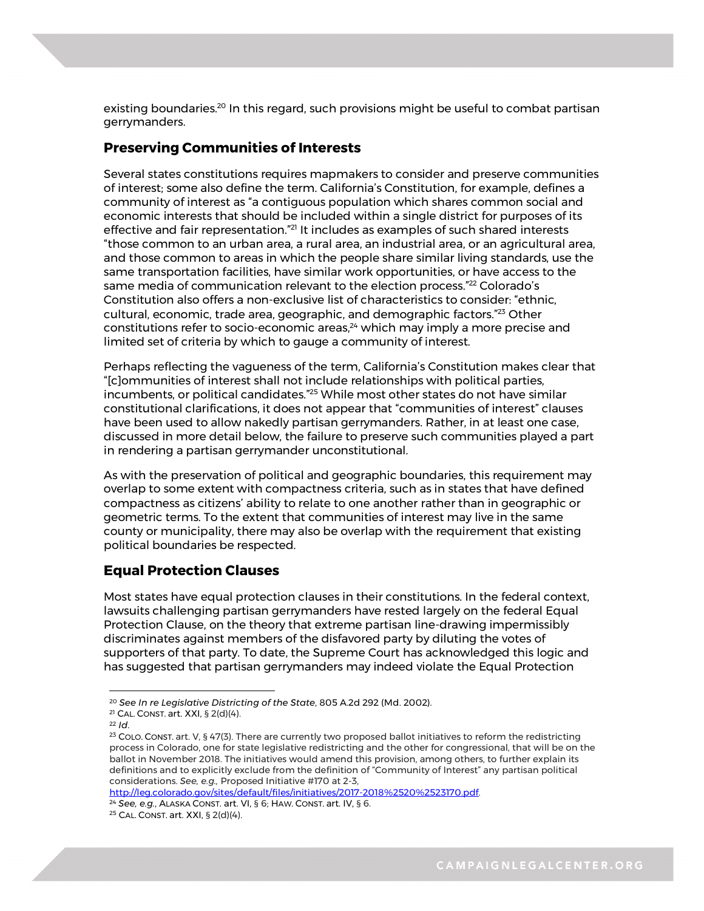existing boundaries.[20] In this regard, such provisions might be useful to combat partisan gerrymanders.

## Preserving Communities of Interests

Several states constitutions requires mapmakers to consider and preserve communities of interest; some also define the term. California's Constitution, for example, defines a community of interest as "a contiguous population which shares common social and economic interests that should be included within a single district for purposes of its effective and fair representation."[21] It includes as examples of such shared interests "those common to an urban area, a rural area, an industrial area, or an agricultural area, and those common to areas in which the people share similar living standards, use the same transportation facilities, have similar work opportunities, or have access to the same media of communication relevant to the election process."[22] Colorado's Constitution also offers a non-exclusive list of characteristics to consider: "ethnic, cultural, economic, trade area, geographic, and demographic factors."[23] Other constitutions refer to socio-economic areas,[24] which may imply a more precise and limited set of criteria by which to gauge a community of interest.

Perhaps reflecting the vagueness of the term, California's Constitution makes clear that "[c]ommunities of interest shall not include relationships with political parties, incumbents, or political candidates."[25] While most other states do not have similar constitutional clarifications, it does not appear that "communities of interest" clauses have been used to allow nakedly partisan gerrymanders. Rather, in at least one case, discussed in more detail below, the failure to preserve such communities played a part in rendering a partisan gerrymander unconstitutional.

As with the preservation of political and geographic boundaries, this requirement may overlap to some extent with compactness criteria, such as in states that have defined compactness as citizens' ability to relate to one another rather than in geographic or geometric terms. To the extent that communities of interest may live in the same county or municipality, there may also be overlap with the requirement that existing political boundaries be respected.

## Equal Protection Clauses

Most states have equal protection clauses in their constitutions. In the federal context, lawsuits challenging partisan gerrymanders have rested largely on the federal Equal Protection Clause, on the theory that extreme partisan line-drawing impermissibly discriminates against members of the disfavored party by diluting the votes of supporters of that party. To date, the Supreme Court has acknowledged this logic and has suggested that partisan gerrymanders may indeed violate the Equal Protection

---

[20] *See In re Legislative Districting of the State*, 805 A.2d 292 (Md. 2002).

[21] CAL. CONST. art. XXI, § 2(d)(4).

[22] *Id*.

[23] COLO. CONST. art. V, § 47(3). There are currently two proposed ballot initiatives to reform the redistricting process in Colorado, one for state legislative redistricting and the other for congressional, that will be on the ballot in November 2018. The initiatives would amend this provision, among others, to further explain its definitions and to explicitly exclude from the definition of "Community of Interest" any partisan political considerations. *See, e.g.,* Proposed Initiative #170 at 2-3, http://leg.colorado.gov/sites/default/files/initiatives/2017-2018%2520%2523170.pdf.

[24] *See, e.g.*, ALASKA CONST. art. VI, § 6; HAW. CONST. art. IV, § 6.

[25] CAL. CONST. art. XXI, § 2(d)(4).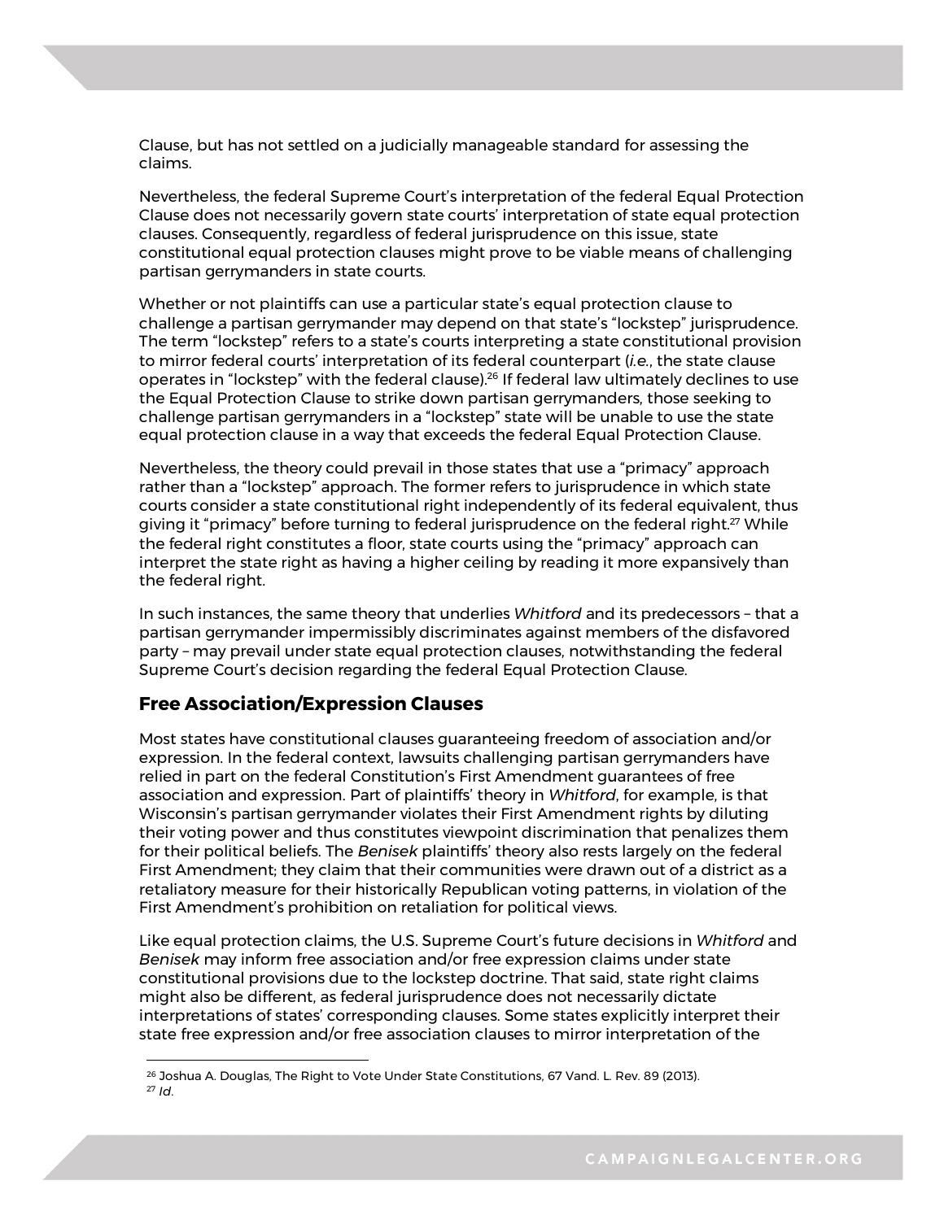Clause, but has not settled on a judicially manageable standard for assessing the claims.

Nevertheless, the federal Supreme Court's interpretation of the federal Equal Protection Clause does not necessarily govern state courts' interpretation of state equal protection clauses. Consequently, regardless of federal jurisprudence on this issue, state constitutional equal protection clauses might prove to be viable means of challenging partisan gerrymanders in state courts.

Whether or not plaintiffs can use a particular state's equal protection clause to challenge a partisan gerrymander may depend on that state's "lockstep" jurisprudence. The term "lockstep" refers to a state's courts interpreting a state constitutional provision to mirror federal courts' interpretation of its federal counterpart (*i.e.*, the state clause operates in "lockstep" with the federal clause).[26] If federal law ultimately declines to use the Equal Protection Clause to strike down partisan gerrymanders, those seeking to challenge partisan gerrymanders in a "lockstep" state will be unable to use the state equal protection clause in a way that exceeds the federal Equal Protection Clause.

Nevertheless, the theory could prevail in those states that use a "primacy" approach rather than a "lockstep" approach. The former refers to jurisprudence in which state courts consider a state constitutional right independently of its federal equivalent, thus giving it "primacy" before turning to federal jurisprudence on the federal right.[27] While the federal right constitutes a floor, state courts using the "primacy" approach can interpret the state right as having a higher ceiling by reading it more expansively than the federal right.

In such instances, the same theory that underlies *Whitford* and its predecessors – that a partisan gerrymander impermissibly discriminates against members of the disfavored party – may prevail under state equal protection clauses, notwithstanding the federal Supreme Court's decision regarding the federal Equal Protection Clause.

### Free Association/Expression Clauses

Most states have constitutional clauses guaranteeing freedom of association and/or expression. In the federal context, lawsuits challenging partisan gerrymanders have relied in part on the federal Constitution's First Amendment guarantees of free association and expression. Part of plaintiffs' theory in *Whitford*, for example, is that Wisconsin's partisan gerrymander violates their First Amendment rights by diluting their voting power and thus constitutes viewpoint discrimination that penalizes them for their political beliefs. The *Benisek* plaintiffs' theory also rests largely on the federal First Amendment; they claim that their communities were drawn out of a district as a retaliatory measure for their historically Republican voting patterns, in violation of the First Amendment's prohibition on retaliation for political views.

Like equal protection claims, the U.S. Supreme Court's future decisions in *Whitford* and *Benisek* may inform free association and/or free expression claims under state constitutional provisions due to the lockstep doctrine. That said, state right claims might also be different, as federal jurisprudence does not necessarily dictate interpretations of states' corresponding clauses. Some states explicitly interpret their state free expression and/or free association clauses to mirror interpretation of the

---

[26] Joshua A. Douglas, The Right to Vote Under State Constitutions, 67 Vand. L. Rev. 89 (2013).
[27] *Id*.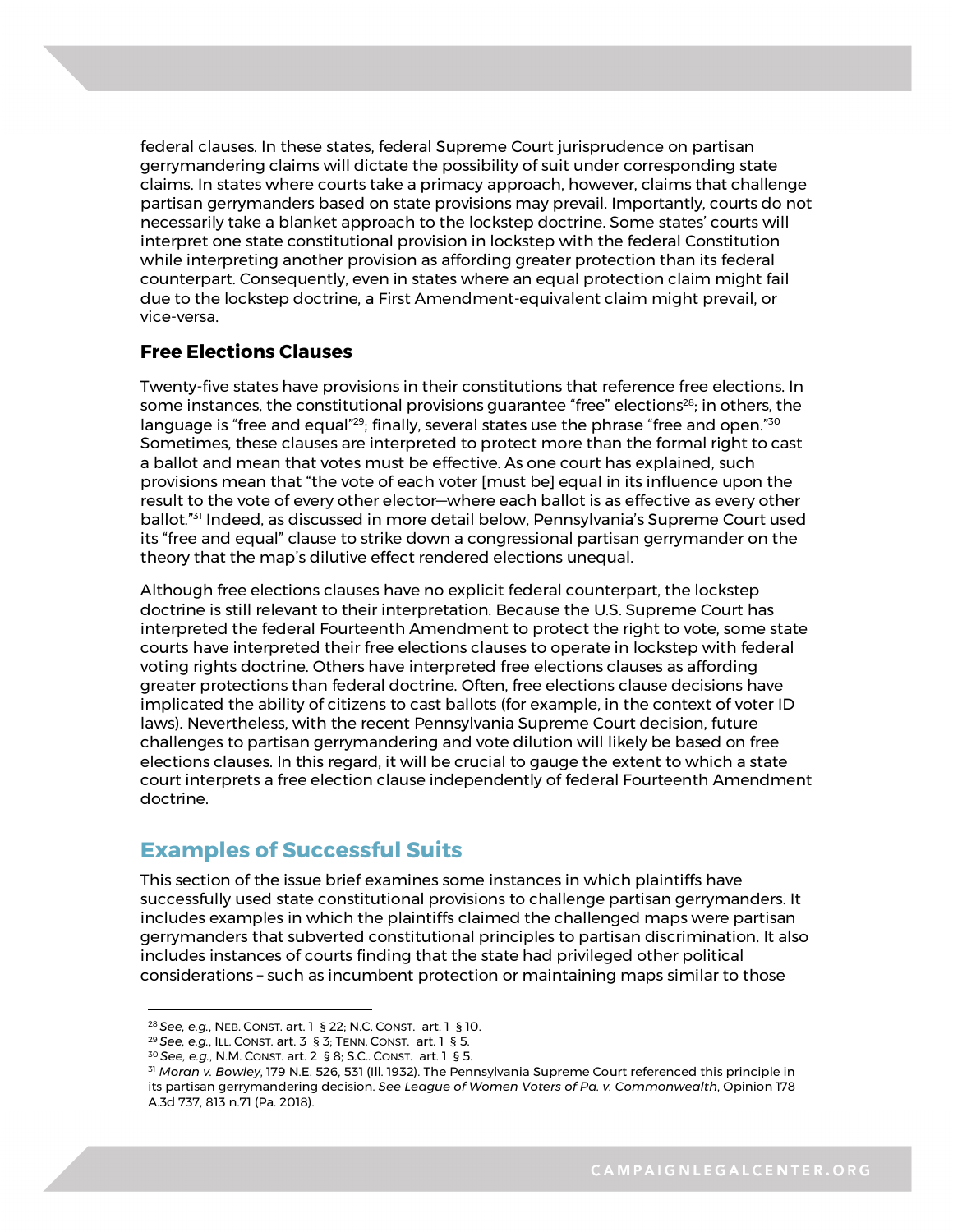federal clauses. In these states, federal Supreme Court jurisprudence on partisan gerrymandering claims will dictate the possibility of suit under corresponding state claims. In states where courts take a primacy approach, however, claims that challenge partisan gerrymanders based on state provisions may prevail. Importantly, courts do not necessarily take a blanket approach to the lockstep doctrine. Some states' courts will interpret one state constitutional provision in lockstep with the federal Constitution while interpreting another provision as affording greater protection than its federal counterpart. Consequently, even in states where an equal protection claim might fail due to the lockstep doctrine, a First Amendment-equivalent claim might prevail, or vice-versa.

### Free Elections Clauses

Twenty-five states have provisions in their constitutions that reference free elections. In some instances, the constitutional provisions guarantee "free" elections[28]; in others, the language is "free and equal"[29]; finally, several states use the phrase "free and open."[30] Sometimes, these clauses are interpreted to protect more than the formal right to cast a ballot and mean that votes must be effective. As one court has explained, such provisions mean that "the vote of each voter [must be] equal in its influence upon the result to the vote of every other elector—where each ballot is as effective as every other ballot."[31] Indeed, as discussed in more detail below, Pennsylvania's Supreme Court used its "free and equal" clause to strike down a congressional partisan gerrymander on the theory that the map's dilutive effect rendered elections unequal.

Although free elections clauses have no explicit federal counterpart, the lockstep doctrine is still relevant to their interpretation. Because the U.S. Supreme Court has interpreted the federal Fourteenth Amendment to protect the right to vote, some state courts have interpreted their free elections clauses to operate in lockstep with federal voting rights doctrine. Others have interpreted free elections clauses as affording greater protections than federal doctrine. Often, free elections clause decisions have implicated the ability of citizens to cast ballots (for example, in the context of voter ID laws). Nevertheless, with the recent Pennsylvania Supreme Court decision, future challenges to partisan gerrymandering and vote dilution will likely be based on free elections clauses. In this regard, it will be crucial to gauge the extent to which a state court interprets a free election clause independently of federal Fourteenth Amendment doctrine.

## Examples of Successful Suits

This section of the issue brief examines some instances in which plaintiffs have successfully used state constitutional provisions to challenge partisan gerrymanders. It includes examples in which the plaintiffs claimed the challenged maps were partisan gerrymanders that subverted constitutional principles to partisan discrimination. It also includes instances of courts finding that the state had privileged other political considerations – such as incumbent protection or maintaining maps similar to those

---

[28] *See, e.g.*, NEB. CONST. art. 1 § 22; N.C. CONST. art. 1 § 10.

[29] *See, e.g.*, ILL. CONST. art. 3 § 3; TENN. CONST. art. 1 § 5.

[30] *See, e.g.*, N.M. CONST. art. 2 § 8; S.C.. CONST. art. 1 § 5.

[31] *Moran v. Bowley*, 179 N.E. 526, 531 (Ill. 1932). The Pennsylvania Supreme Court referenced this principle in its partisan gerrymandering decision. *See League of Women Voters of Pa. v. Commonwealth*, Opinion 178 A.3d 737, 813 n.71 (Pa. 2018).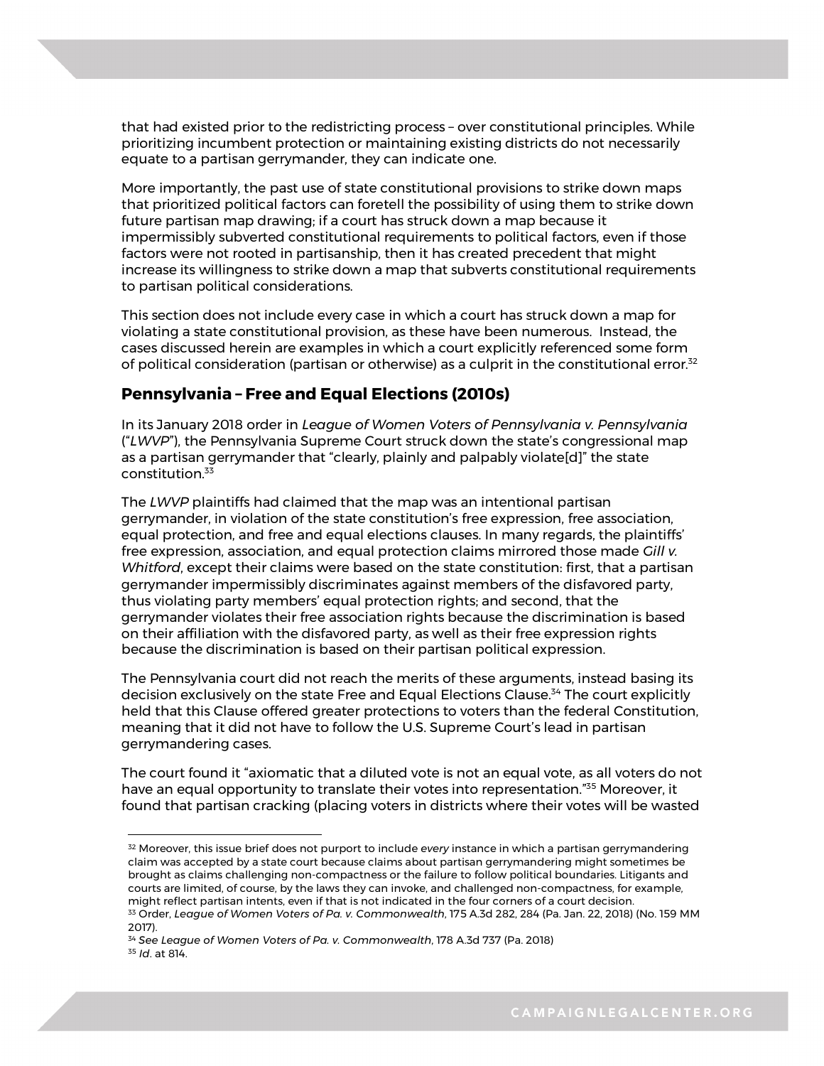that had existed prior to the redistricting process – over constitutional principles. While prioritizing incumbent protection or maintaining existing districts do not necessarily equate to a partisan gerrymander, they can indicate one.

More importantly, the past use of state constitutional provisions to strike down maps that prioritized political factors can foretell the possibility of using them to strike down future partisan map drawing; if a court has struck down a map because it impermissibly subverted constitutional requirements to political factors, even if those factors were not rooted in partisanship, then it has created precedent that might increase its willingness to strike down a map that subverts constitutional requirements to partisan political considerations.

This section does not include every case in which a court has struck down a map for violating a state constitutional provision, as these have been numerous. Instead, the cases discussed herein are examples in which a court explicitly referenced some form of political consideration (partisan or otherwise) as a culprit in the constitutional error.[32]

## Pennsylvania – Free and Equal Elections (2010s)

In its January 2018 order in *League of Women Voters of Pennsylvania v. Pennsylvania* ("*LWVP*"), the Pennsylvania Supreme Court struck down the state's congressional map as a partisan gerrymander that "clearly, plainly and palpably violate[d]" the state constitution.[33]

The *LWVP* plaintiffs had claimed that the map was an intentional partisan gerrymander, in violation of the state constitution's free expression, free association, equal protection, and free and equal elections clauses. In many regards, the plaintiffs' free expression, association, and equal protection claims mirrored those made *Gill v. Whitford*, except their claims were based on the state constitution: first, that a partisan gerrymander impermissibly discriminates against members of the disfavored party, thus violating party members' equal protection rights; and second, that the gerrymander violates their free association rights because the discrimination is based on their affiliation with the disfavored party, as well as their free expression rights because the discrimination is based on their partisan political expression.

The Pennsylvania court did not reach the merits of these arguments, instead basing its decision exclusively on the state Free and Equal Elections Clause.[34] The court explicitly held that this Clause offered greater protections to voters than the federal Constitution, meaning that it did not have to follow the U.S. Supreme Court's lead in partisan gerrymandering cases.

The court found it "axiomatic that a diluted vote is not an equal vote, as all voters do not have an equal opportunity to translate their votes into representation."[35] Moreover, it found that partisan cracking (placing voters in districts where their votes will be wasted

---

[32] Moreover, this issue brief does not purport to include *every* instance in which a partisan gerrymandering claim was accepted by a state court because claims about partisan gerrymandering might sometimes be brought as claims challenging non-compactness or the failure to follow political boundaries. Litigants and courts are limited, of course, by the laws they can invoke, and challenged non-compactness, for example, might reflect partisan intents, even if that is not indicated in the four corners of a court decision.

[33] Order, *League of Women Voters of Pa. v. Commonwealth*, 175 A.3d 282, 284 (Pa. Jan. 22, 2018) (No. 159 MM 2017).

[34] *See League of Women Voters of Pa. v. Commonwealth*, 178 A.3d 737 (Pa. 2018)

[35] *Id*. at 814.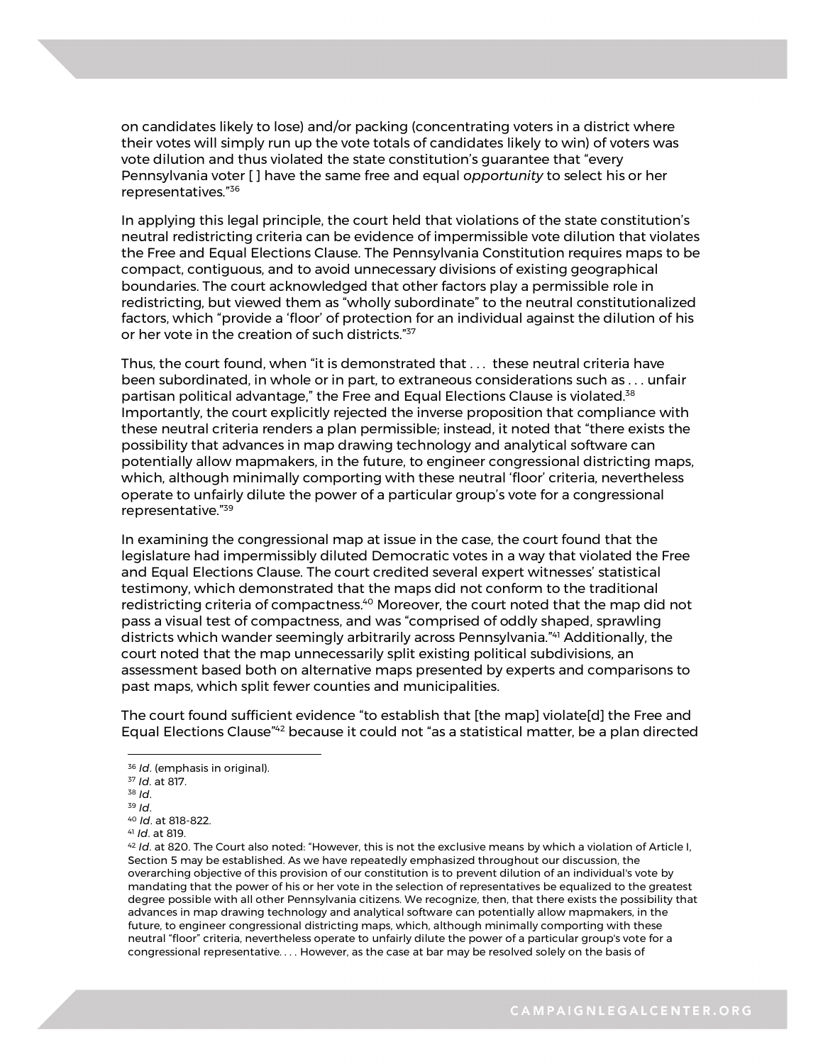on candidates likely to lose) and/or packing (concentrating voters in a district where their votes will simply run up the vote totals of candidates likely to win) of voters was vote dilution and thus violated the state constitution's guarantee that "every Pennsylvania voter [ ] have the same free and equal *opportunity* to select his or her representatives."[36]

In applying this legal principle, the court held that violations of the state constitution's neutral redistricting criteria can be evidence of impermissible vote dilution that violates the Free and Equal Elections Clause. The Pennsylvania Constitution requires maps to be compact, contiguous, and to avoid unnecessary divisions of existing geographical boundaries. The court acknowledged that other factors play a permissible role in redistricting, but viewed them as "wholly subordinate" to the neutral constitutionalized factors, which "provide a 'floor' of protection for an individual against the dilution of his or her vote in the creation of such districts."[37]

Thus, the court found, when "it is demonstrated that . . . these neutral criteria have been subordinated, in whole or in part, to extraneous considerations such as . . . unfair partisan political advantage," the Free and Equal Elections Clause is violated.[38] Importantly, the court explicitly rejected the inverse proposition that compliance with these neutral criteria renders a plan permissible; instead, it noted that "there exists the possibility that advances in map drawing technology and analytical software can potentially allow mapmakers, in the future, to engineer congressional districting maps, which, although minimally comporting with these neutral 'floor' criteria, nevertheless operate to unfairly dilute the power of a particular group's vote for a congressional representative."[39]

In examining the congressional map at issue in the case, the court found that the legislature had impermissibly diluted Democratic votes in a way that violated the Free and Equal Elections Clause. The court credited several expert witnesses' statistical testimony, which demonstrated that the maps did not conform to the traditional redistricting criteria of compactness.[40] Moreover, the court noted that the map did not pass a visual test of compactness, and was "comprised of oddly shaped, sprawling districts which wander seemingly arbitrarily across Pennsylvania."[41] Additionally, the court noted that the map unnecessarily split existing political subdivisions, an assessment based both on alternative maps presented by experts and comparisons to past maps, which split fewer counties and municipalities.

The court found sufficient evidence "to establish that [the map] violate[d] the Free and Equal Elections Clause"[42] because it could not "as a statistical matter, be a plan directed

---

[36] *Id*. (emphasis in original).

[37] *Id*. at 817.

[38] *Id*.

[39] *Id*.

[40] *Id*. at 818-822.

[41] *Id*. at 819.

[42] *Id*. at 820. The Court also noted: "However, this is not the exclusive means by which a violation of Article I, Section 5 may be established. As we have repeatedly emphasized throughout our discussion, the overarching objective of this provision of our constitution is to prevent dilution of an individual's vote by mandating that the power of his or her vote in the selection of representatives be equalized to the greatest degree possible with all other Pennsylvania citizens. We recognize, then, that there exists the possibility that advances in map drawing technology and analytical software can potentially allow mapmakers, in the future, to engineer congressional districting maps, which, although minimally comporting with these neutral "floor" criteria, nevertheless operate to unfairly dilute the power of a particular group's vote for a congressional representative. . . . However, as the case at bar may be resolved solely on the basis of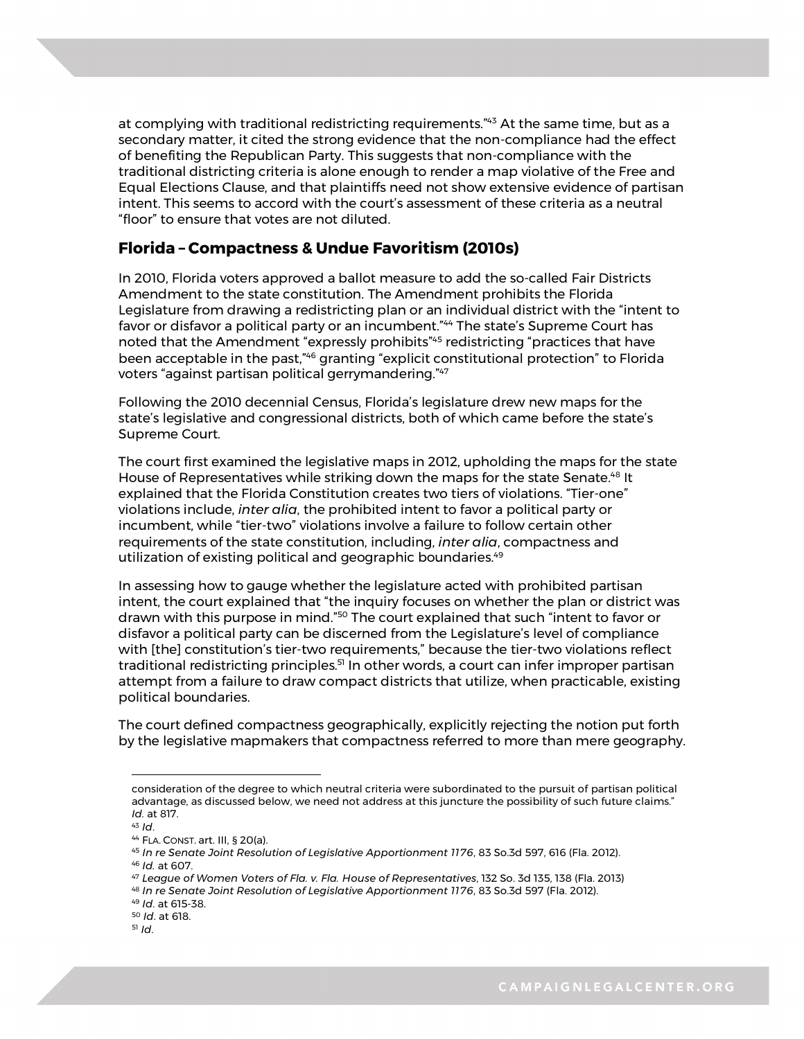at complying with traditional redistricting requirements."[43] At the same time, but as a secondary matter, it cited the strong evidence that the non-compliance had the effect of benefiting the Republican Party. This suggests that non-compliance with the traditional districting criteria is alone enough to render a map violative of the Free and Equal Elections Clause, and that plaintiffs need not show extensive evidence of partisan intent. This seems to accord with the court's assessment of these criteria as a neutral "floor" to ensure that votes are not diluted.

## Florida – Compactness & Undue Favoritism (2010s)

In 2010, Florida voters approved a ballot measure to add the so-called Fair Districts Amendment to the state constitution. The Amendment prohibits the Florida Legislature from drawing a redistricting plan or an individual district with the "intent to favor or disfavor a political party or an incumbent."[44] The state's Supreme Court has noted that the Amendment "expressly prohibits"[45] redistricting "practices that have been acceptable in the past,"[46] granting "explicit constitutional protection" to Florida voters "against partisan political gerrymandering."[47]

Following the 2010 decennial Census, Florida's legislature drew new maps for the state's legislative and congressional districts, both of which came before the state's Supreme Court.

The court first examined the legislative maps in 2012, upholding the maps for the state House of Representatives while striking down the maps for the state Senate.[48] It explained that the Florida Constitution creates two tiers of violations. "Tier-one" violations include, *inter alia*, the prohibited intent to favor a political party or incumbent, while "tier-two" violations involve a failure to follow certain other requirements of the state constitution, including, *inter alia*, compactness and utilization of existing political and geographic boundaries.[49]

In assessing how to gauge whether the legislature acted with prohibited partisan intent, the court explained that "the inquiry focuses on whether the plan or district was drawn with this purpose in mind."[50] The court explained that such "intent to favor or disfavor a political party can be discerned from the Legislature's level of compliance with [the] constitution's tier-two requirements," because the tier-two violations reflect traditional redistricting principles.[51] In other words, a court can infer improper partisan attempt from a failure to draw compact districts that utilize, when practicable, existing political boundaries.

The court defined compactness geographically, explicitly rejecting the notion put forth by the legislative mapmakers that compactness referred to more than mere geography.

---

consideration of the degree to which neutral criteria were subordinated to the pursuit of partisan political advantage, as discussed below, we need not address at this juncture the possibility of such future claims." *Id.* at 817.

[43] *Id*.

[44] FLA. CONST. art. III, § 20(a).

[45] *In re Senate Joint Resolution of Legislative Apportionment 1176*, 83 So.3d 597, 616 (Fla. 2012).

[46] *Id.* at 607.

[47] *League of Women Voters of Fla. v. Fla. House of Representatives*, 132 So. 3d 135, 138 (Fla. 2013)

[48] *In re Senate Joint Resolution of Legislative Apportionment 1176*, 83 So.3d 597 (Fla. 2012).

[49] *Id*. at 615-38.

[50] *Id*. at 618.

[51] *Id*.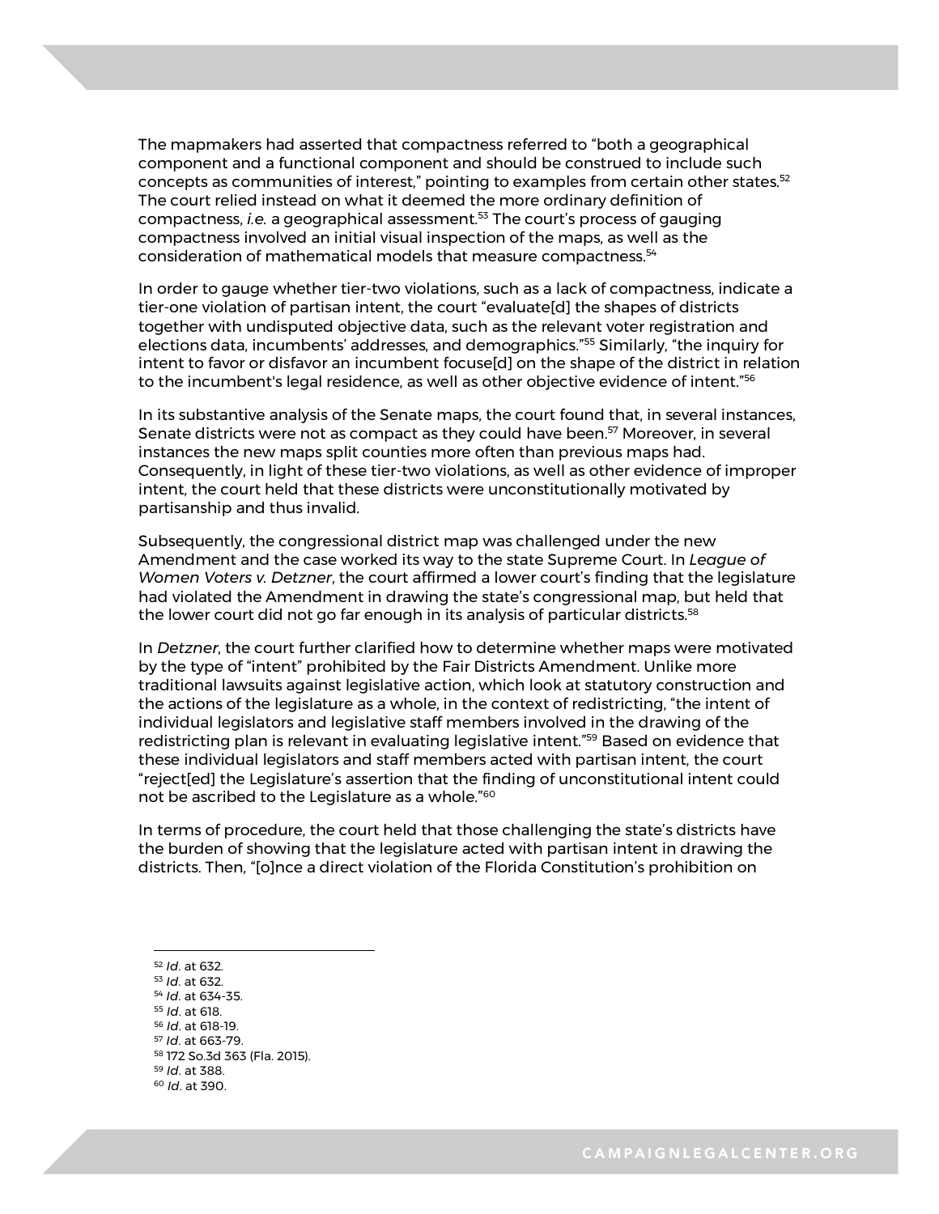The mapmakers had asserted that compactness referred to "both a geographical component and a functional component and should be construed to include such concepts as communities of interest," pointing to examples from certain other states.[52] The court relied instead on what it deemed the more ordinary definition of compactness, *i.e.* a geographical assessment.[53] The court's process of gauging compactness involved an initial visual inspection of the maps, as well as the consideration of mathematical models that measure compactness.[54]

In order to gauge whether tier-two violations, such as a lack of compactness, indicate a tier-one violation of partisan intent, the court "evaluate[d] the shapes of districts together with undisputed objective data, such as the relevant voter registration and elections data, incumbents' addresses, and demographics."[55] Similarly, "the inquiry for intent to favor or disfavor an incumbent focuse[d] on the shape of the district in relation to the incumbent's legal residence, as well as other objective evidence of intent."[56]

In its substantive analysis of the Senate maps, the court found that, in several instances, Senate districts were not as compact as they could have been.[57] Moreover, in several instances the new maps split counties more often than previous maps had. Consequently, in light of these tier-two violations, as well as other evidence of improper intent, the court held that these districts were unconstitutionally motivated by partisanship and thus invalid.

Subsequently, the congressional district map was challenged under the new Amendment and the case worked its way to the state Supreme Court. In *League of Women Voters v. Detzner*, the court affirmed a lower court's finding that the legislature had violated the Amendment in drawing the state's congressional map, but held that the lower court did not go far enough in its analysis of particular districts.[58]

In *Detzner*, the court further clarified how to determine whether maps were motivated by the type of "intent" prohibited by the Fair Districts Amendment. Unlike more traditional lawsuits against legislative action, which look at statutory construction and the actions of the legislature as a whole, in the context of redistricting, "the intent of individual legislators and legislative staff members involved in the drawing of the redistricting plan is relevant in evaluating legislative intent."[59] Based on evidence that these individual legislators and staff members acted with partisan intent, the court "reject[ed] the Legislature's assertion that the finding of unconstitutional intent could not be ascribed to the Legislature as a whole."[60]

In terms of procedure, the court held that those challenging the state's districts have the burden of showing that the legislature acted with partisan intent in drawing the districts. Then, "[o]nce a direct violation of the Florida Constitution's prohibition on

---

[52] *Id*. at 632.
[53] *Id*. at 632.
[54] *Id*. at 634-35.
[55] *Id*. at 618.
[56] *Id*. at 618-19.
[57] *Id*. at 663-79.
[58] 172 So.3d 363 (Fla. 2015).
[59] *Id*. at 388.
[60] *Id*. at 390.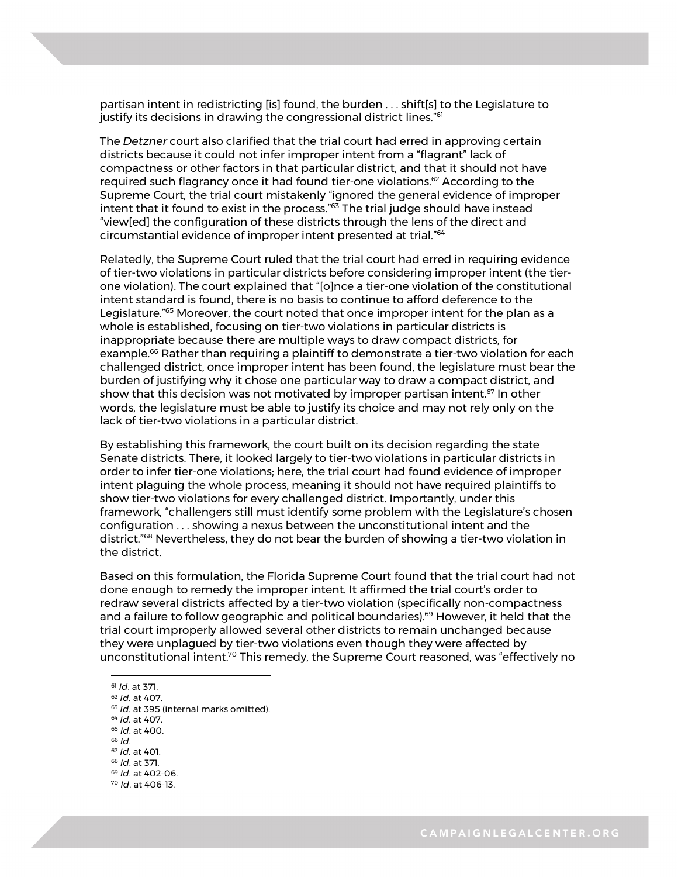partisan intent in redistricting [is] found, the burden . . . shift[s] to the Legislature to justify its decisions in drawing the congressional district lines."[61]

The *Detzner* court also clarified that the trial court had erred in approving certain districts because it could not infer improper intent from a "flagrant" lack of compactness or other factors in that particular district, and that it should not have required such flagrancy once it had found tier-one violations.[62] According to the Supreme Court, the trial court mistakenly "ignored the general evidence of improper intent that it found to exist in the process."[63] The trial judge should have instead "view[ed] the configuration of these districts through the lens of the direct and circumstantial evidence of improper intent presented at trial."[64]

Relatedly, the Supreme Court ruled that the trial court had erred in requiring evidence of tier-two violations in particular districts before considering improper intent (the tier-one violation). The court explained that "[o]nce a tier-one violation of the constitutional intent standard is found, there is no basis to continue to afford deference to the Legislature."[65] Moreover, the court noted that once improper intent for the plan as a whole is established, focusing on tier-two violations in particular districts is inappropriate because there are multiple ways to draw compact districts, for example.[66] Rather than requiring a plaintiff to demonstrate a tier-two violation for each challenged district, once improper intent has been found, the legislature must bear the burden of justifying why it chose one particular way to draw a compact district, and show that this decision was not motivated by improper partisan intent.[67] In other words, the legislature must be able to justify its choice and may not rely only on the lack of tier-two violations in a particular district.

By establishing this framework, the court built on its decision regarding the state Senate districts. There, it looked largely to tier-two violations in particular districts in order to infer tier-one violations; here, the trial court had found evidence of improper intent plaguing the whole process, meaning it should not have required plaintiffs to show tier-two violations for every challenged district. Importantly, under this framework, "challengers still must identify some problem with the Legislature's chosen configuration . . . showing a nexus between the unconstitutional intent and the district."[68] Nevertheless, they do not bear the burden of showing a tier-two violation in the district.

Based on this formulation, the Florida Supreme Court found that the trial court had not done enough to remedy the improper intent. It affirmed the trial court's order to redraw several districts affected by a tier-two violation (specifically non-compactness and a failure to follow geographic and political boundaries).[69] However, it held that the trial court improperly allowed several other districts to remain unchanged because they were unplagued by tier-two violations even though they were affected by unconstitutional intent.[70] This remedy, the Supreme Court reasoned, was "effectively no

---

[61] *Id*. at 371.
[62] *Id*. at 407.
[63] *Id*. at 395 (internal marks omitted).
[64] *Id*. at 407.
[65] *Id*. at 400.
[66] *Id*.
[67] *Id*. at 401.
[68] *Id*. at 371.
[69] *Id*. at 402-06.
[70] *Id*. at 406-13.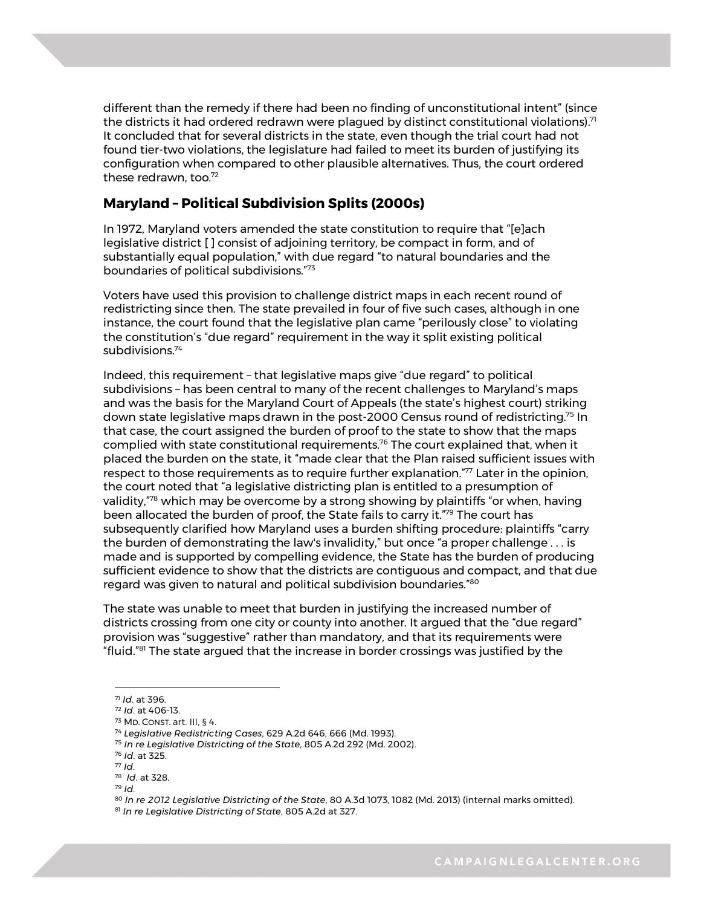different than the remedy if there had been no finding of unconstitutional intent" (since the districts it had ordered redrawn were plagued by distinct constitutional violations).[71] It concluded that for several districts in the state, even though the trial court had not found tier-two violations, the legislature had failed to meet its burden of justifying its configuration when compared to other plausible alternatives. Thus, the court ordered these redrawn, too.[72]

## Maryland – Political Subdivision Splits (2000s)

In 1972, Maryland voters amended the state constitution to require that "[e]ach legislative district [ ] consist of adjoining territory, be compact in form, and of substantially equal population," with due regard "to natural boundaries and the boundaries of political subdivisions."[73]

Voters have used this provision to challenge district maps in each recent round of redistricting since then. The state prevailed in four of five such cases, although in one instance, the court found that the legislative plan came "perilously close" to violating the constitution's "due regard" requirement in the way it split existing political subdivisions.[74]

Indeed, this requirement – that legislative maps give "due regard" to political subdivisions – has been central to many of the recent challenges to Maryland's maps and was the basis for the Maryland Court of Appeals (the state's highest court) striking down state legislative maps drawn in the post-2000 Census round of redistricting.[75] In that case, the court assigned the burden of proof to the state to show that the maps complied with state constitutional requirements.[76] The court explained that, when it placed the burden on the state, it "made clear that the Plan raised sufficient issues with respect to those requirements as to require further explanation."[77] Later in the opinion, the court noted that "a legislative districting plan is entitled to a presumption of validity,"[78] which may be overcome by a strong showing by plaintiffs "or when, having been allocated the burden of proof, the State fails to carry it."[79] The court has subsequently clarified how Maryland uses a burden shifting procedure: plaintiffs "carry the burden of demonstrating the law's invalidity," but once "a proper challenge . . . is made and is supported by compelling evidence, the State has the burden of producing sufficient evidence to show that the districts are contiguous and compact, and that due regard was given to natural and political subdivision boundaries."[80]

The state was unable to meet that burden in justifying the increased number of districts crossing from one city or county into another. It argued that the "due regard" provision was "suggestive" rather than mandatory, and that its requirements were "fluid."[81] The state argued that the increase in border crossings was justified by the

---

[71] *Id*. at 396.
[72] *Id*. at 406-13.
[73] MD. CONST. art. III, § 4.
[74] *Legislative Redistricting Cases*, 629 A.2d 646, 666 (Md. 1993).
[75] *In re Legislative Districting of the State*, 805 A.2d 292 (Md. 2002).
[76] *Id*. at 325.
[77] *Id*.
[78] *Id*. at 328.
[79] *Id*.
[80] *In re 2012 Legislative Districting of the State*, 80 A.3d 1073, 1082 (Md. 2013) (internal marks omitted).
[81] *In re Legislative Districting of State*, 805 A.2d at 327.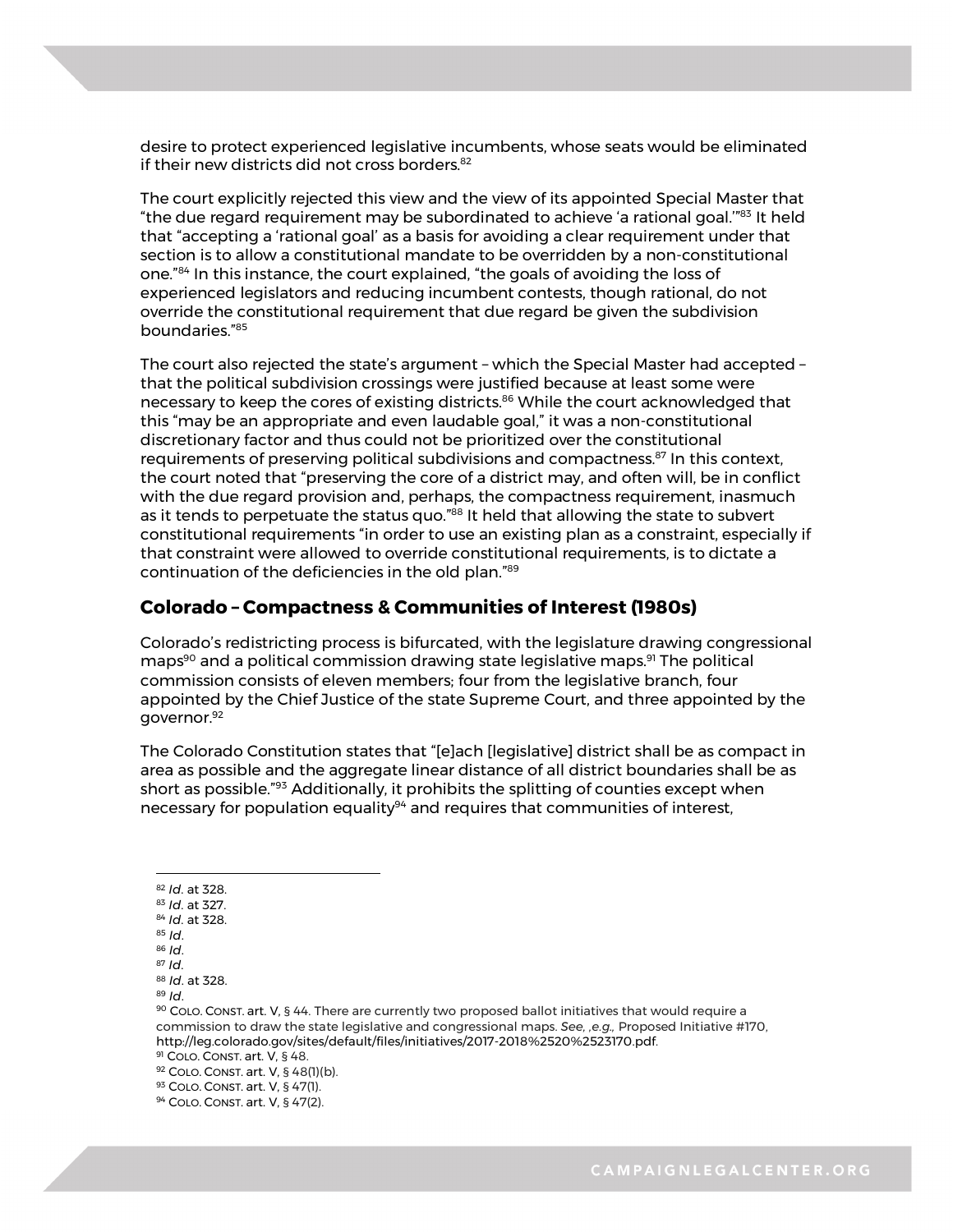desire to protect experienced legislative incumbents, whose seats would be eliminated if their new districts did not cross borders.[82]

The court explicitly rejected this view and the view of its appointed Special Master that "the due regard requirement may be subordinated to achieve 'a rational goal.'"[83] It held that "accepting a 'rational goal' as a basis for avoiding a clear requirement under that section is to allow a constitutional mandate to be overridden by a non-constitutional one."[84] In this instance, the court explained, "the goals of avoiding the loss of experienced legislators and reducing incumbent contests, though rational, do not override the constitutional requirement that due regard be given the subdivision boundaries."[85]

The court also rejected the state's argument – which the Special Master had accepted – that the political subdivision crossings were justified because at least some were necessary to keep the cores of existing districts.[86] While the court acknowledged that this "may be an appropriate and even laudable goal," it was a non-constitutional discretionary factor and thus could not be prioritized over the constitutional requirements of preserving political subdivisions and compactness.[87] In this context, the court noted that "preserving the core of a district may, and often will, be in conflict with the due regard provision and, perhaps, the compactness requirement, inasmuch as it tends to perpetuate the status quo."[88] It held that allowing the state to subvert constitutional requirements "in order to use an existing plan as a constraint, especially if that constraint were allowed to override constitutional requirements, is to dictate a continuation of the deficiencies in the old plan."[89]

## Colorado – Compactness & Communities of Interest (1980s)

Colorado's redistricting process is bifurcated, with the legislature drawing congressional maps[90] and a political commission drawing state legislative maps.[91] The political commission consists of eleven members; four from the legislative branch, four appointed by the Chief Justice of the state Supreme Court, and three appointed by the governor.[92]

The Colorado Constitution states that "[e]ach [legislative] district shall be as compact in area as possible and the aggregate linear distance of all district boundaries shall be as short as possible."[93] Additionally, it prohibits the splitting of counties except when necessary for population equality[94] and requires that communities of interest,

---

[82] *Id*. at 328.
[83] *Id*. at 327.
[84] *Id*. at 328.
[85] *Id*.
[86] *Id*.
[87] *Id*.
[88] *Id*. at 328.
[89] *Id*.
[90] COLO. CONST. art. V, § 44. There are currently two proposed ballot initiatives that would require a commission to draw the state legislative and congressional maps. *See, ,e.g.,* Proposed Initiative #170, http://leg.colorado.gov/sites/default/files/initiatives/2017-2018%2520%2523170.pdf.
[91] COLO. CONST. art. V, § 48.
[92] COLO. CONST. art. V, § 48(1)(b).
[93] COLO. CONST. art. V, § 47(1).
[94] COLO. CONST. art. V, § 47(2).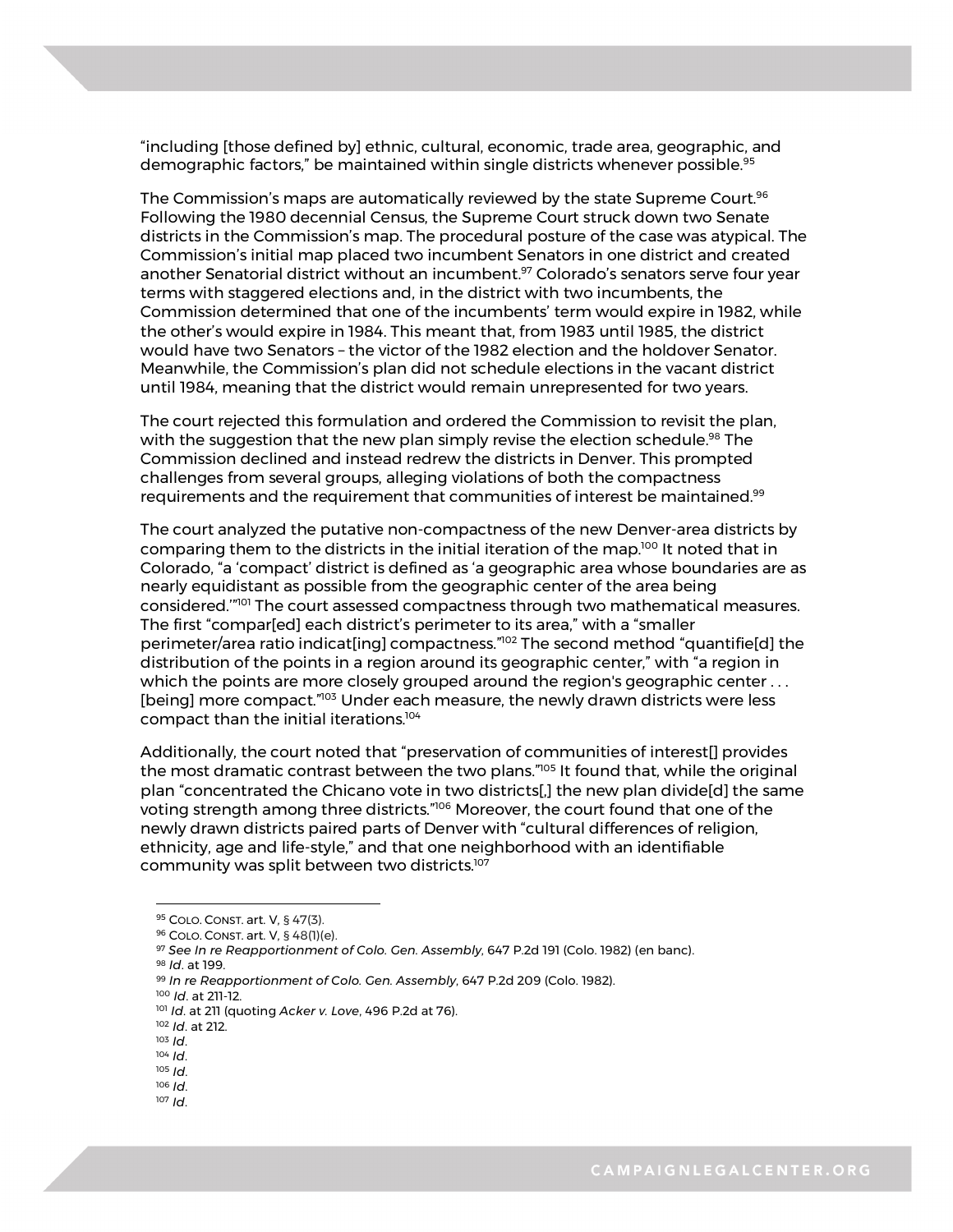"including [those defined by] ethnic, cultural, economic, trade area, geographic, and demographic factors," be maintained within single districts whenever possible.[95]

The Commission's maps are automatically reviewed by the state Supreme Court.[96] Following the 1980 decennial Census, the Supreme Court struck down two Senate districts in the Commission's map. The procedural posture of the case was atypical. The Commission's initial map placed two incumbent Senators in one district and created another Senatorial district without an incumbent.[97] Colorado's senators serve four year terms with staggered elections and, in the district with two incumbents, the Commission determined that one of the incumbents' term would expire in 1982, while the other's would expire in 1984. This meant that, from 1983 until 1985, the district would have two Senators – the victor of the 1982 election and the holdover Senator. Meanwhile, the Commission's plan did not schedule elections in the vacant district until 1984, meaning that the district would remain unrepresented for two years.

The court rejected this formulation and ordered the Commission to revisit the plan, with the suggestion that the new plan simply revise the election schedule.[98] The Commission declined and instead redrew the districts in Denver. This prompted challenges from several groups, alleging violations of both the compactness requirements and the requirement that communities of interest be maintained.[99]

The court analyzed the putative non-compactness of the new Denver-area districts by comparing them to the districts in the initial iteration of the map.[100] It noted that in Colorado, "a 'compact' district is defined as 'a geographic area whose boundaries are as nearly equidistant as possible from the geographic center of the area being considered.'"[101] The court assessed compactness through two mathematical measures. The first "compar[ed] each district's perimeter to its area," with a "smaller perimeter/area ratio indicat[ing] compactness."[102] The second method "quantifie[d] the distribution of the points in a region around its geographic center," with "a region in which the points are more closely grouped around the region's geographic center . . . [being] more compact."[103] Under each measure, the newly drawn districts were less compact than the initial iterations.[104]

Additionally, the court noted that "preservation of communities of interest[] provides the most dramatic contrast between the two plans."[105] It found that, while the original plan "concentrated the Chicano vote in two districts[,] the new plan divide[d] the same voting strength among three districts."[106] Moreover, the court found that one of the newly drawn districts paired parts of Denver with "cultural differences of religion, ethnicity, age and life-style," and that one neighborhood with an identifiable community was split between two districts.[107]

---

[95] COLO. CONST. art. V, § 47(3).

[96] COLO. CONST. art. V, § 48(1)(e).

[97] *See In re Reapportionment of Colo. Gen. Assembly*, 647 P.2d 191 (Colo. 1982) (en banc).

[98] *Id*. at 199.

[99] *In re Reapportionment of Colo. Gen. Assembly*, 647 P.2d 209 (Colo. 1982).

[100] *Id*. at 211-12.

[101] *Id*. at 211 (quoting *Acker v. Love*, 496 P.2d at 76).

[102] *Id*. at 212.

[103] *Id*.

[104] *Id*.

[105] *Id*.

[106] *Id*.

[107] *Id*.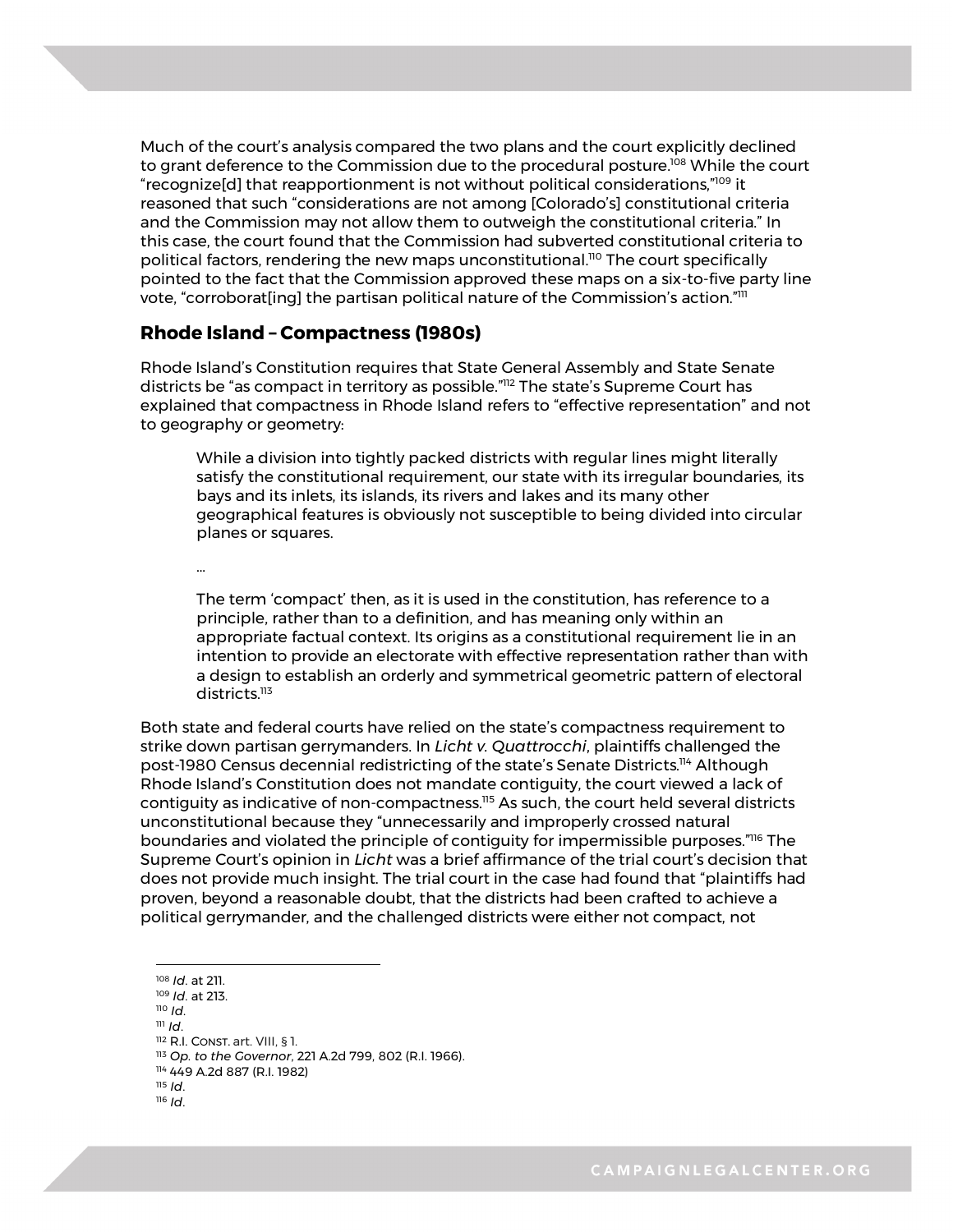Much of the court's analysis compared the two plans and the court explicitly declined to grant deference to the Commission due to the procedural posture.[108] While the court "recognize[d] that reapportionment is not without political considerations,"[109] it reasoned that such "considerations are not among [Colorado's] constitutional criteria and the Commission may not allow them to outweigh the constitutional criteria." In this case, the court found that the Commission had subverted constitutional criteria to political factors, rendering the new maps unconstitutional.[110] The court specifically pointed to the fact that the Commission approved these maps on a six-to-five party line vote, "corroborat[ing] the partisan political nature of the Commission's action."[111]

## Rhode Island – Compactness (1980s)

Rhode Island's Constitution requires that State General Assembly and State Senate districts be "as compact in territory as possible."[112] The state's Supreme Court has explained that compactness in Rhode Island refers to "effective representation" and not to geography or geometry:

> While a division into tightly packed districts with regular lines might literally satisfy the constitutional requirement, our state with its irregular boundaries, its bays and its inlets, its islands, its rivers and lakes and its many other geographical features is obviously not susceptible to being divided into circular planes or squares.
>
> …
>
> The term 'compact' then, as it is used in the constitution, has reference to a principle, rather than to a definition, and has meaning only within an appropriate factual context. Its origins as a constitutional requirement lie in an intention to provide an electorate with effective representation rather than with a design to establish an orderly and symmetrical geometric pattern of electoral districts.[113]

Both state and federal courts have relied on the state's compactness requirement to strike down partisan gerrymanders. In *Licht v. Quattrocchi*, plaintiffs challenged the post-1980 Census decennial redistricting of the state's Senate Districts.[114] Although Rhode Island's Constitution does not mandate contiguity, the court viewed a lack of contiguity as indicative of non-compactness.[115] As such, the court held several districts unconstitutional because they "unnecessarily and improperly crossed natural boundaries and violated the principle of contiguity for impermissible purposes."[116] The Supreme Court's opinion in *Licht* was a brief affirmance of the trial court's decision that does not provide much insight. The trial court in the case had found that "plaintiffs had proven, beyond a reasonable doubt, that the districts had been crafted to achieve a political gerrymander, and the challenged districts were either not compact, not

---

[108] *Id*. at 211.
[109] *Id*. at 213.
[110] *Id*.
[111] *Id*.
[112] R.I. CONST. art. VIII, § 1.
[113] *Op. to the Governor*, 221 A.2d 799, 802 (R.I. 1966).
[114] 449 A.2d 887 (R.I. 1982)
[115] *Id*.
[116] *Id*.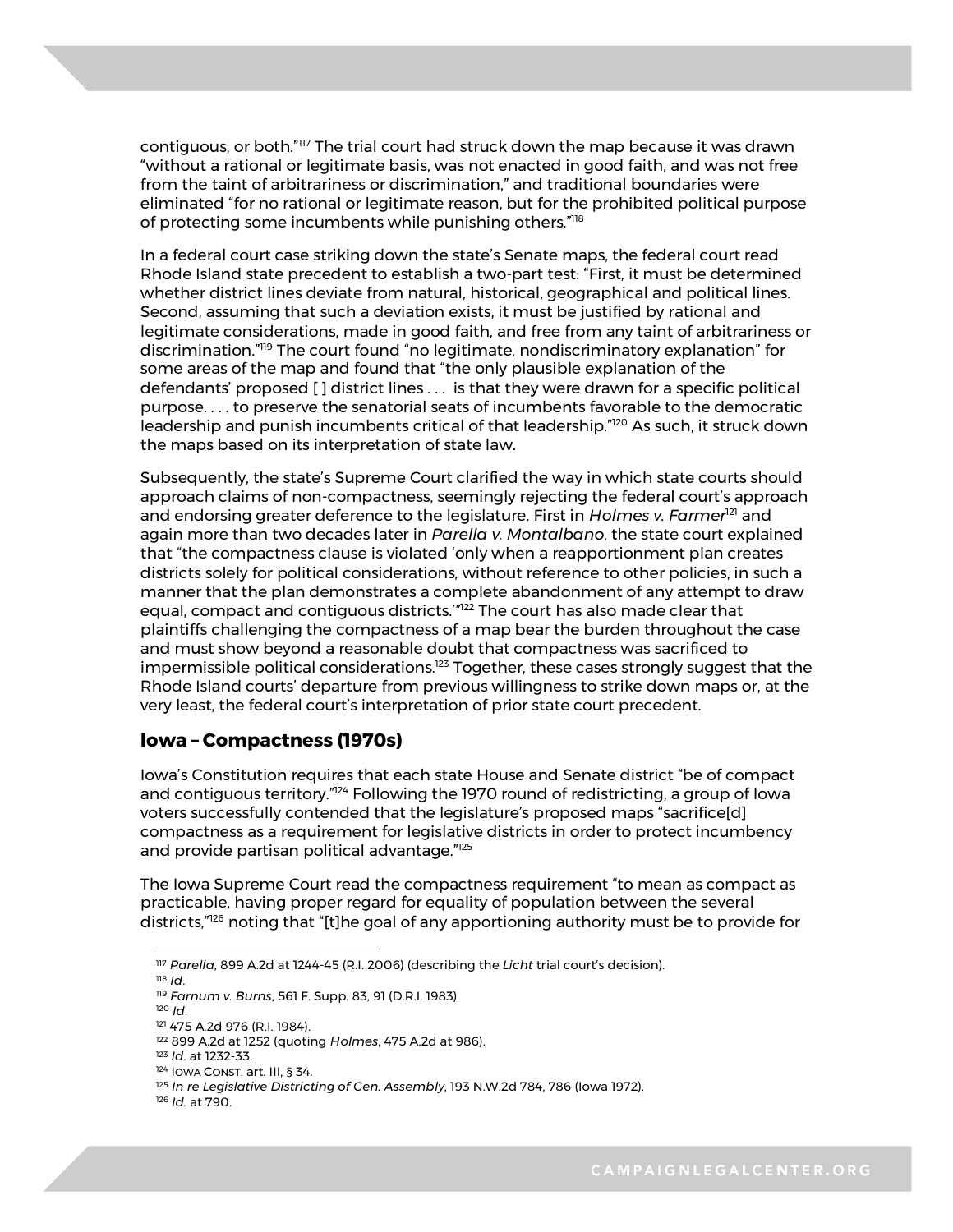contiguous, or both."[117] The trial court had struck down the map because it was drawn "without a rational or legitimate basis, was not enacted in good faith, and was not free from the taint of arbitrariness or discrimination," and traditional boundaries were eliminated "for no rational or legitimate reason, but for the prohibited political purpose of protecting some incumbents while punishing others."[118]

In a federal court case striking down the state's Senate maps, the federal court read Rhode Island state precedent to establish a two-part test: "First, it must be determined whether district lines deviate from natural, historical, geographical and political lines. Second, assuming that such a deviation exists, it must be justified by rational and legitimate considerations, made in good faith, and free from any taint of arbitrariness or discrimination."[119] The court found "no legitimate, nondiscriminatory explanation" for some areas of the map and found that "the only plausible explanation of the defendants' proposed [ ] district lines . . . is that they were drawn for a specific political purpose. . . . to preserve the senatorial seats of incumbents favorable to the democratic leadership and punish incumbents critical of that leadership."[120] As such, it struck down the maps based on its interpretation of state law.

Subsequently, the state's Supreme Court clarified the way in which state courts should approach claims of non-compactness, seemingly rejecting the federal court's approach and endorsing greater deference to the legislature. First in *Holmes v. Farmer*[121] and again more than two decades later in *Parella v. Montalbano*, the state court explained that "the compactness clause is violated 'only when a reapportionment plan creates districts solely for political considerations, without reference to other policies, in such a manner that the plan demonstrates a complete abandonment of any attempt to draw equal, compact and contiguous districts.'"[122] The court has also made clear that plaintiffs challenging the compactness of a map bear the burden throughout the case and must show beyond a reasonable doubt that compactness was sacrificed to impermissible political considerations.[123] Together, these cases strongly suggest that the Rhode Island courts' departure from previous willingness to strike down maps or, at the very least, the federal court's interpretation of prior state court precedent.

## Iowa – Compactness (1970s)

Iowa's Constitution requires that each state House and Senate district "be of compact and contiguous territory."[124] Following the 1970 round of redistricting, a group of Iowa voters successfully contended that the legislature's proposed maps "sacrifice[d] compactness as a requirement for legislative districts in order to protect incumbency and provide partisan political advantage."[125]

The Iowa Supreme Court read the compactness requirement "to mean as compact as practicable, having proper regard for equality of population between the several districts,"[126] noting that "[t]he goal of any apportioning authority must be to provide for

---

[117] *Parella*, 899 A.2d at 1244-45 (R.I. 2006) (describing the *Licht* trial court's decision).

[118] *Id*.

[119] *Farnum v. Burns*, 561 F. Supp. 83, 91 (D.R.I. 1983).

[120] *Id*.

[121] 475 A.2d 976 (R.I. 1984).

[122] 899 A.2d at 1252 (quoting *Holmes*, 475 A.2d at 986).

[123] *Id*. at 1232-33.

[124] IOWA CONST. art. III, § 34.

[125] *In re Legislative Districting of Gen. Assembly*, 193 N.W.2d 784, 786 (Iowa 1972).

[126] *Id*. at 790.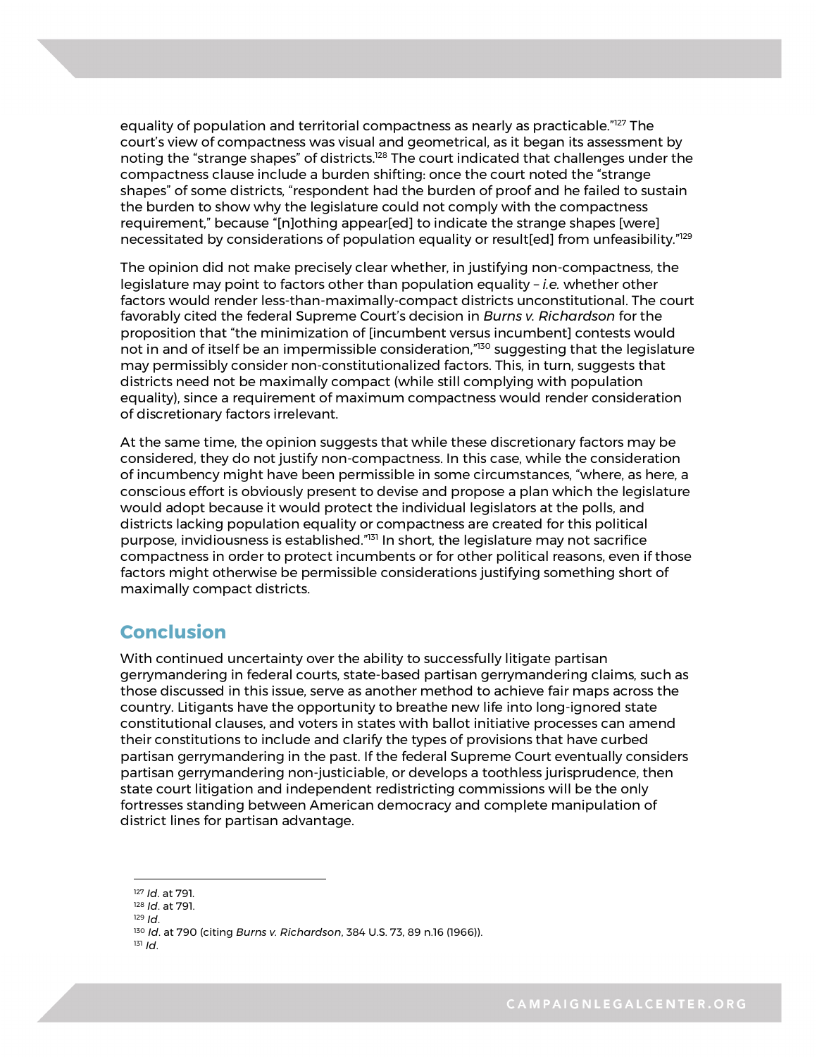equality of population and territorial compactness as nearly as practicable."[127] The court's view of compactness was visual and geometrical, as it began its assessment by noting the "strange shapes" of districts.[128] The court indicated that challenges under the compactness clause include a burden shifting: once the court noted the "strange shapes" of some districts, "respondent had the burden of proof and he failed to sustain the burden to show why the legislature could not comply with the compactness requirement," because "[n]othing appear[ed] to indicate the strange shapes [were] necessitated by considerations of population equality or result[ed] from unfeasibility."[129]

The opinion did not make precisely clear whether, in justifying non-compactness, the legislature may point to factors other than population equality – *i.e.* whether other factors would render less-than-maximally-compact districts unconstitutional. The court favorably cited the federal Supreme Court's decision in *Burns v. Richardson* for the proposition that "the minimization of [incumbent versus incumbent] contests would not in and of itself be an impermissible consideration,"[130] suggesting that the legislature may permissibly consider non-constitutionalized factors. This, in turn, suggests that districts need not be maximally compact (while still complying with population equality), since a requirement of maximum compactness would render consideration of discretionary factors irrelevant.

At the same time, the opinion suggests that while these discretionary factors may be considered, they do not justify non-compactness. In this case, while the consideration of incumbency might have been permissible in some circumstances, "where, as here, a conscious effort is obviously present to devise and propose a plan which the legislature would adopt because it would protect the individual legislators at the polls, and districts lacking population equality or compactness are created for this political purpose, invidiousness is established."[131] In short, the legislature may not sacrifice compactness in order to protect incumbents or for other political reasons, even if those factors might otherwise be permissible considerations justifying something short of maximally compact districts.

## Conclusion

With continued uncertainty over the ability to successfully litigate partisan gerrymandering in federal courts, state-based partisan gerrymandering claims, such as those discussed in this issue, serve as another method to achieve fair maps across the country. Litigants have the opportunity to breathe new life into long-ignored state constitutional clauses, and voters in states with ballot initiative processes can amend their constitutions to include and clarify the types of provisions that have curbed partisan gerrymandering in the past. If the federal Supreme Court eventually considers partisan gerrymandering non-justiciable, or develops a toothless jurisprudence, then state court litigation and independent redistricting commissions will be the only fortresses standing between American democracy and complete manipulation of district lines for partisan advantage.

---

[127] *Id*. at 791.
[128] *Id*. at 791.
[129] *Id*.
[130] *Id*. at 790 (citing *Burns v. Richardson*, 384 U.S. 73, 89 n.16 (1966)).
[131] *Id*.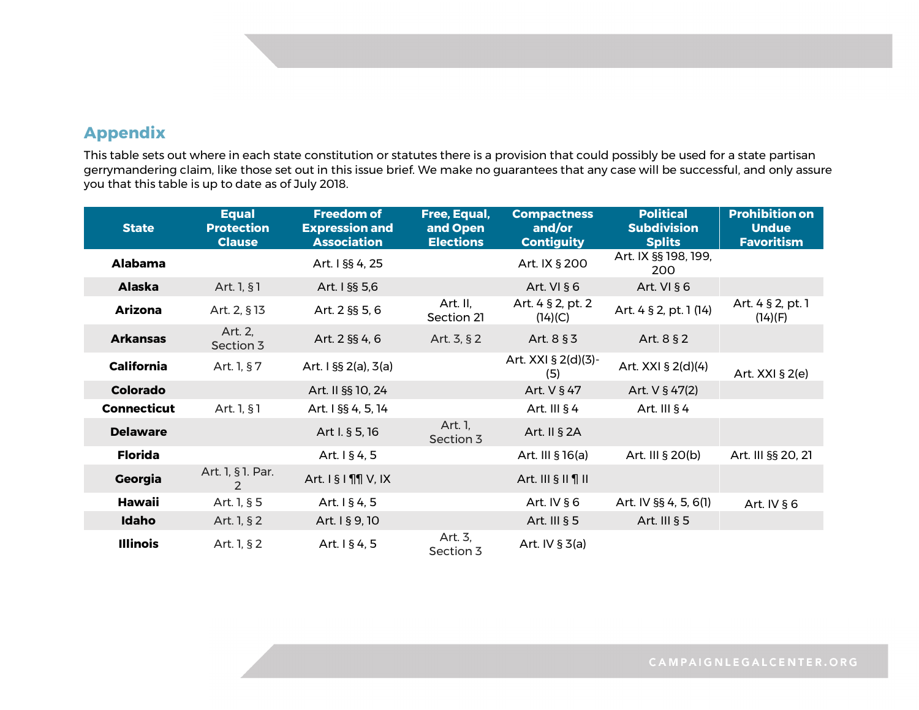## Appendix

This table sets out where in each state constitution or statutes there is a provision that could possibly be used for a state partisan gerrymandering claim, like those set out in this issue brief. We make no guarantees that any case will be successful, and only assure you that this table is up to date as of July 2018.

| State | Equal Protection Clause | Freedom of Expression and Association | Free, Equal, and Open Elections | Compactness and/or Contiguity | Political Subdivision Splits | Prohibition on Undue Favoritism |
|---|---|---|---|---|---|---|
| **Alabama** | | Art. I §§ 4, 25 | | Art. IX § 200 | Art. IX §§ 198, 199, 200 | |
| **Alaska** | Art. 1, § 1 | Art. I §§ 5,6 | | Art. VI § 6 | Art. VI § 6 | |
| **Arizona** | Art. 2, § 13 | Art. 2 §§ 5, 6 | Art. II, Section 21 | Art. 4 § 2, pt. 2 (14)(C) | Art. 4 § 2, pt. 1 (14) | Art. 4 § 2, pt. 1 (14)(F) |
| **Arkansas** | Art. 2, Section 3 | Art. 2 §§ 4, 6 | Art. 3, § 2 | Art. 8 § 3 | Art. 8 § 2 | |
| **California** | Art. 1, § 7 | Art. I §§ 2(a), 3(a) | | Art. XXI § 2(d)(3)-(5) | Art. XXI § 2(d)(4) | Art. XXI § 2(e) |
| **Colorado** | | Art. II §§ 10, 24 | | Art. V § 47 | Art. V § 47(2) | |
| **Connecticut** | Art. 1, § 1 | Art. I §§ 4, 5, 14 | | Art. III § 4 | Art. III § 4 | |
| **Delaware** | | Art I. § 5, 16 | Art. 1, Section 3 | Art. II § 2A | | |
| **Florida** | | Art. I § 4, 5 | | Art. III § 16(a) | Art. III § 20(b) | Art. III §§ 20, 21 |
| **Georgia** | Art. 1, § 1. Par. 2 | Art. I § I ¶¶ V, IX | | Art. III § II ¶ II | | |
| **Hawaii** | Art. 1, § 5 | Art. I § 4, 5 | | Art. IV § 6 | Art. IV §§ 4, 5, 6(1) | Art. IV § 6 |
| **Idaho** | Art. 1, § 2 | Art. I § 9, 10 | | Art. III § 5 | Art. III § 5 | |
| **Illinois** | Art. 1, § 2 | Art. I § 4, 5 | Art. 3, Section 3 | Art. IV § 3(a) | | |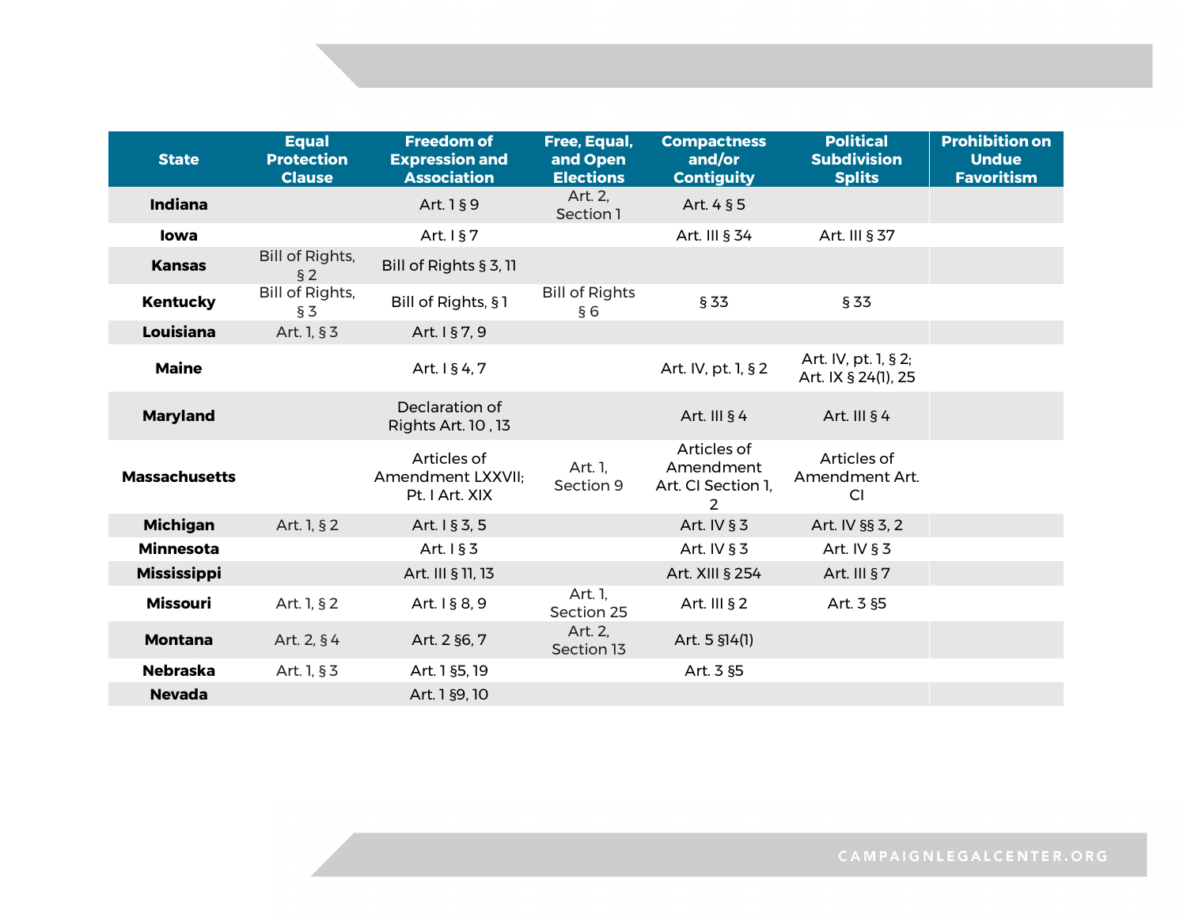| State | Equal Protection Clause | Freedom of Expression and Association | Free, Equal, and Open Elections | Compactness and/or Contiguity | Political Subdivision Splits | Prohibition on Undue Favoritism |
|---|---|---|---|---|---|---|
| **Indiana** | | Art. 1 § 9 | Art. 2, Section 1 | Art. 4 § 5 | | |
| **Iowa** | | Art. I § 7 | | Art. III § 34 | Art. III § 37 | |
| **Kansas** | Bill of Rights, § 2 | Bill of Rights § 3, 11 | | | | |
| **Kentucky** | Bill of Rights, § 3 | Bill of Rights, § 1 | Bill of Rights § 6 | § 33 | § 33 | |
| **Louisiana** | Art. 1, § 3 | Art. I § 7, 9 | | | | |
| **Maine** | | Art. I § 4, 7 | | Art. IV, pt. 1, § 2 | Art. IV, pt. 1, § 2; Art. IX § 24(1), 25 | |
| **Maryland** | | Declaration of Rights Art. 10 , 13 | | Art. III § 4 | Art. III § 4 | |
| **Massachusetts** | | Articles of Amendment LXXVII; Pt. I Art. XIX | Art. 1, Section 9 | Articles of Amendment Art. CI Section 1, 2 | Articles of Amendment Art. CI | |
| **Michigan** | Art. 1, § 2 | Art. I § 3, 5 | | Art. IV § 3 | Art. IV §§ 3, 2 | |
| **Minnesota** | | Art. I § 3 | | Art. IV § 3 | Art. IV § 3 | |
| **Mississippi** | | Art. III § 11, 13 | | Art. XIII § 254 | Art. III § 7 | |
| **Missouri** | Art. 1, § 2 | Art. I § 8, 9 | Art. 1, Section 25 | Art. III § 2 | Art. 3 §5 | |
| **Montana** | Art. 2, § 4 | Art. 2 §6, 7 | Art. 2, Section 13 | Art. 5 §14(1) | | |
| **Nebraska** | Art. 1, § 3 | Art. 1 §5, 19 | | Art. 3 §5 | | |
| **Nevada** | | Art. 1 §9, 10 | | | | |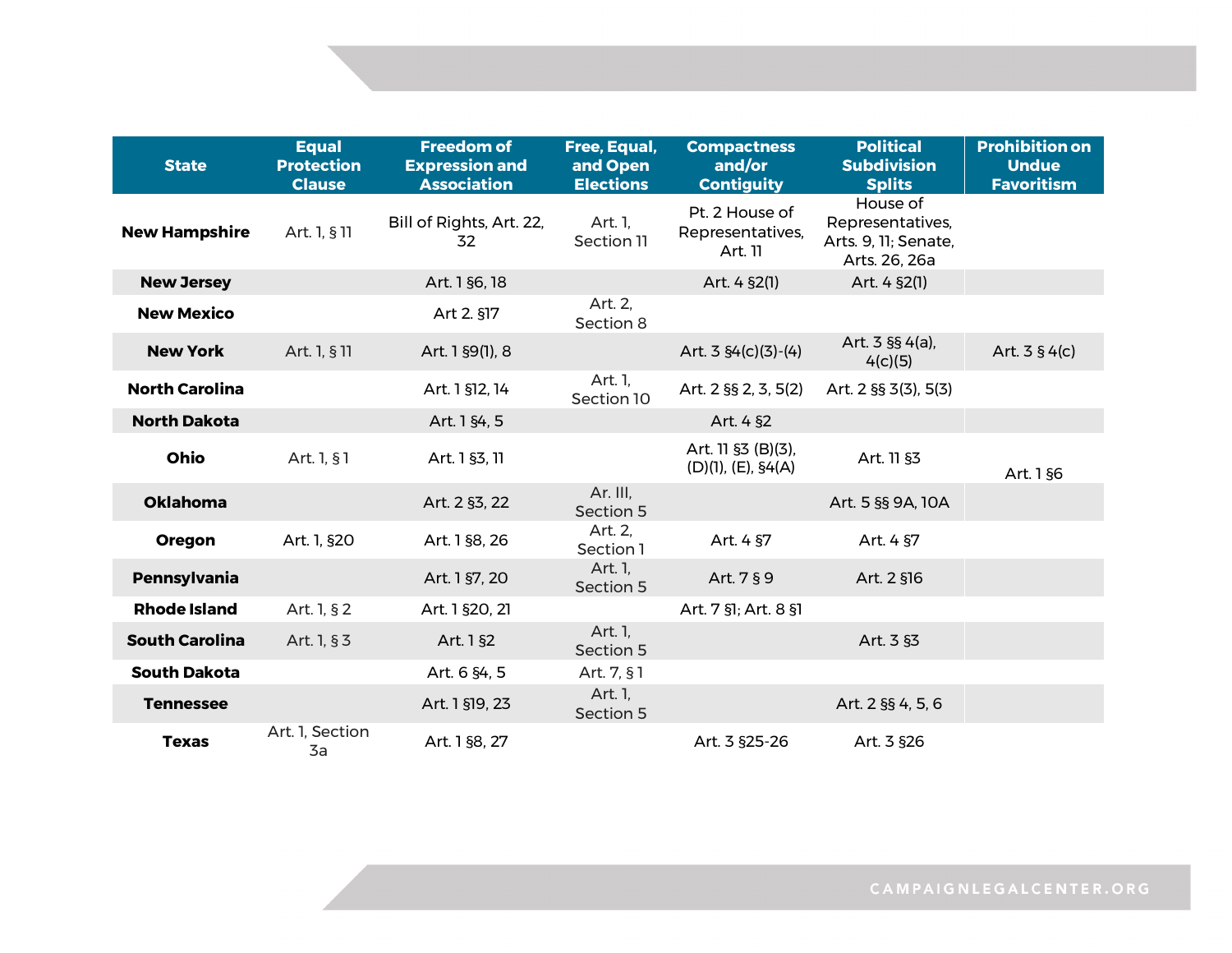| State | Equal Protection Clause | Freedom of Expression and Association | Free, Equal, and Open Elections | Compactness and/or Contiguity | Political Subdivision Splits | Prohibition on Undue Favoritism |
|---|---|---|---|---|---|---|
| **New Hampshire** | Art. 1, § 11 | Bill of Rights, Art. 22, 32 | Art. 1, Section 11 | Pt. 2 House of Representatives, Art. 11 | House of Representatives, Arts. 9, 11; Senate, Arts. 26, 26a | |
| **New Jersey** | | Art. 1 §6, 18 | | Art. 4 §2(1) | Art. 4 §2(1) | |
| **New Mexico** | | Art 2. §17 | Art. 2, Section 8 | | | |
| **New York** | Art. 1, § 11 | Art. 1 §9(1), 8 | | Art. 3 §4(c)(3)-(4) | Art. 3 §§ 4(a), 4(c)(5) | Art. 3 § 4(c) |
| **North Carolina** | | Art. 1 §12, 14 | Art. 1, Section 10 | Art. 2 §§ 2, 3, 5(2) | Art. 2 §§ 3(3), 5(3) | |
| **North Dakota** | | Art. 1 §4, 5 | | Art. 4 §2 | | |
| **Ohio** | Art. 1, § 1 | Art. 1 §3, 11 | | Art. 11 §3 (B)(3), (D)(1), (E), §4(A) | Art. 11 §3 | Art. 1 §6 |
| **Oklahoma** | | Art. 2 §3, 22 | Ar. III, Section 5 | | Art. 5 §§ 9A, 10A | |
| **Oregon** | Art. 1, §20 | Art. 1 §8, 26 | Art. 2, Section 1 | Art. 4 §7 | Art. 4 §7 | |
| **Pennsylvania** | | Art. 1 §7, 20 | Art. 1, Section 5 | Art. 7 § 9 | Art. 2 §16 | |
| **Rhode Island** | Art. 1, § 2 | Art. 1 §20, 21 | | Art. 7 §1; Art. 8 §1 | | |
| **South Carolina** | Art. 1, § 3 | Art. 1 §2 | Art. 1, Section 5 | | Art. 3 §3 | |
| **South Dakota** | | Art. 6 §4, 5 | Art. 7, § 1 | | | |
| **Tennessee** | | Art. 1 §19, 23 | Art. 1, Section 5 | | Art. 2 §§ 4, 5, 6 | |
| **Texas** | Art. 1, Section 3a | Art. 1 §8, 27 | | Art. 3 §25-26 | Art. 3 §26 | |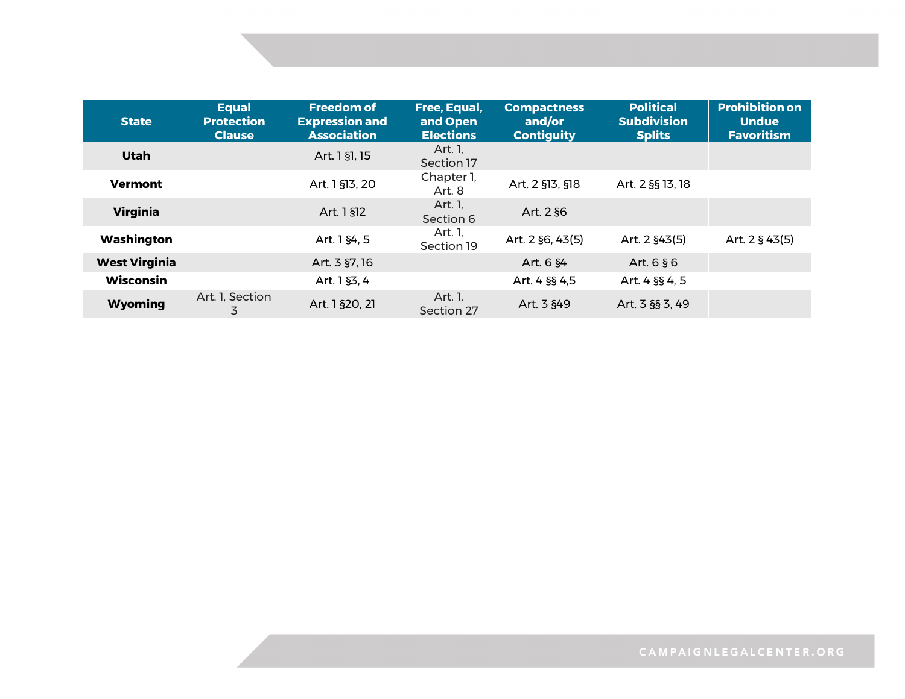| State | Equal Protection Clause | Freedom of Expression and Association | Free, Equal, and Open Elections | Compactness and/or Contiguity | Political Subdivision Splits | Prohibition on Undue Favoritism |
|---|---|---|---|---|---|---|
| **Utah** | | Art. 1 §1, 15 | Art. 1, Section 17 | | | |
| **Vermont** | | Art. 1 §13, 20 | Chapter 1, Art. 8 | Art. 2 §13, §18 | Art. 2 §§ 13, 18 | |
| **Virginia** | | Art. 1 §12 | Art. 1, Section 6 | Art. 2 §6 | | |
| **Washington** | | Art. 1 §4, 5 | Art. 1, Section 19 | Art. 2 §6, 43(5) | Art. 2 §43(5) | Art. 2 § 43(5) |
| **West Virginia** | | Art. 3 §7, 16 | | Art. 6 §4 | Art. 6 § 6 | |
| **Wisconsin** | | Art. 1 §3, 4 | | Art. 4 §§ 4,5 | Art. 4 §§ 4, 5 | |
| **Wyoming** | Art. 1, Section 3 | Art. 1 §20, 21 | Art. 1, Section 27 | Art. 3 §49 | Art. 3 §§ 3, 49 | |